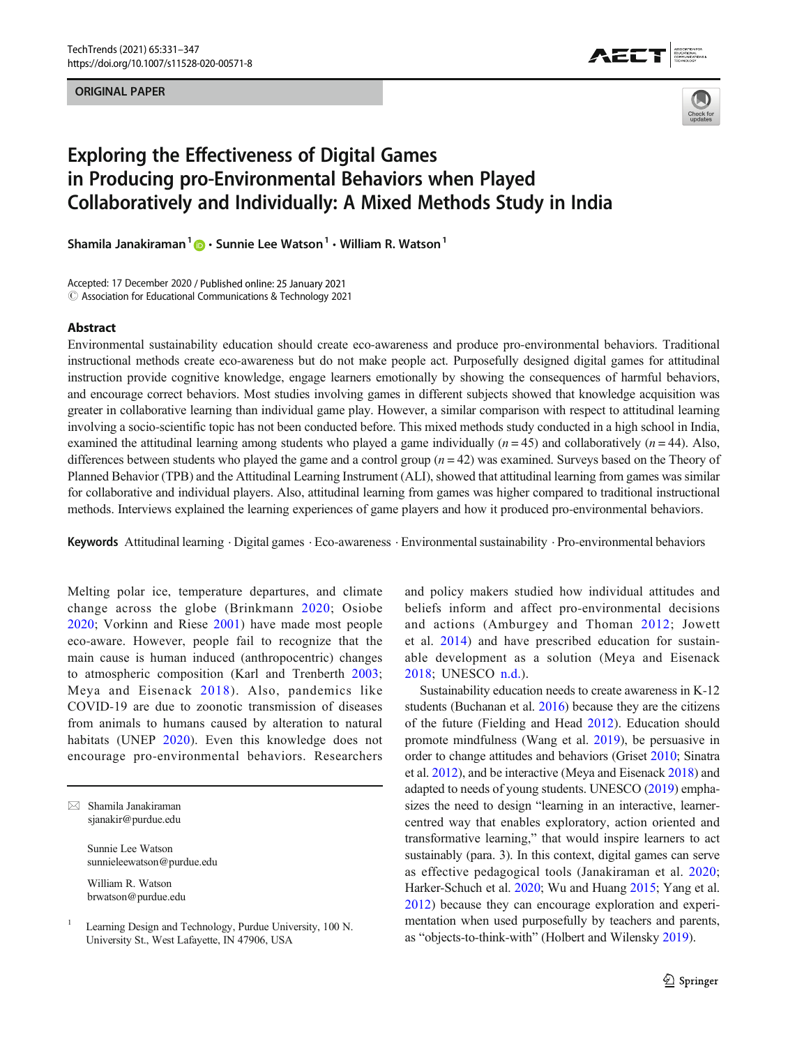ORIGINAL PAPER

# Exploring the Effectiveness of Digital Games in Producing pro-Environmental Behaviors when Played Collaboratively and Individually: A Mixed Methods Study in India

**Shamila Janakiraman**[1] · **Sunnie Lee Watson**[1] · **William R. Watson**[1]

Accepted: 17 December 2020 / Published online: 25 January 2021
© Association for Educational Communications & Technology 2021

## Abstract

Environmental sustainability education should create eco-awareness and produce pro-environmental behaviors. Traditional instructional methods create eco-awareness but do not make people act. Purposefully designed digital games for attitudinal instruction provide cognitive knowledge, engage learners emotionally by showing the consequences of harmful behaviors, and encourage correct behaviors. Most studies involving games in different subjects showed that knowledge acquisition was greater in collaborative learning than individual game play. However, a similar comparison with respect to attitudinal learning involving a socio-scientific topic has not been conducted before. This mixed methods study conducted in a high school in India, examined the attitudinal learning among students who played a game individually ($n = 45$) and collaboratively ($n = 44$). Also, differences between students who played the game and a control group ($n = 42$) was examined. Surveys based on the Theory of Planned Behavior (TPB) and the Attitudinal Learning Instrument (ALI), showed that attitudinal learning from games was similar for collaborative and individual players. Also, attitudinal learning from games was higher compared to traditional instructional methods. Interviews explained the learning experiences of game players and how it produced pro-environmental behaviors.

**Keywords** Attitudinal learning · Digital games · Eco-awareness · Environmental sustainability · Pro-environmental behaviors

Melting polar ice, temperature departures, and climate change across the globe (Brinkmann 2020; Osiobe 2020; Vorkinn and Riese 2001) have made most people eco-aware. However, people fail to recognize that the main cause is human induced (anthropocentric) changes to atmospheric composition (Karl and Trenberth 2003; Meya and Eisenack 2018). Also, pandemics like COVID-19 are due to zoonotic transmission of diseases from animals to humans caused by alteration to natural habitats (UNEP 2020). Even this knowledge does not encourage pro-environmental behaviors. Researchers and policy makers studied how individual attitudes and beliefs inform and affect pro-environmental decisions and actions (Amburgey and Thoman 2012; Jowett et al. 2014) and have prescribed education for sustainable development as a solution (Meya and Eisenack 2018; UNESCO n.d.).

Sustainability education needs to create awareness in K-12 students (Buchanan et al. 2016) because they are the citizens of the future (Fielding and Head 2012). Education should promote mindfulness (Wang et al. 2019), be persuasive in order to change attitudes and behaviors (Griset 2010; Sinatra et al. 2012), and be interactive (Meya and Eisenack 2018) and adapted to needs of young students. UNESCO (2019) emphasizes the need to design "learning in an interactive, learner-centred way that enables exploratory, action oriented and transformative learning," that would inspire learners to act sustainably (para. 3). In this context, digital games can serve as effective pedagogical tools (Janakiraman et al. 2020; Harker-Schuch et al. 2020; Wu and Huang 2015; Yang et al. 2012) because they can encourage exploration and experimentation when used purposefully by teachers and parents, as "objects-to-think-with" (Holbert and Wilensky 2019).

✉ Shamila Janakiraman
sjanakir@purdue.edu

Sunnie Lee Watson
sunnieleewatson@purdue.edu

William R. Watson
brwatson@purdue.edu

[1] Learning Design and Technology, Purdue University, 100 N. University St., West Lafayette, IN 47906, USA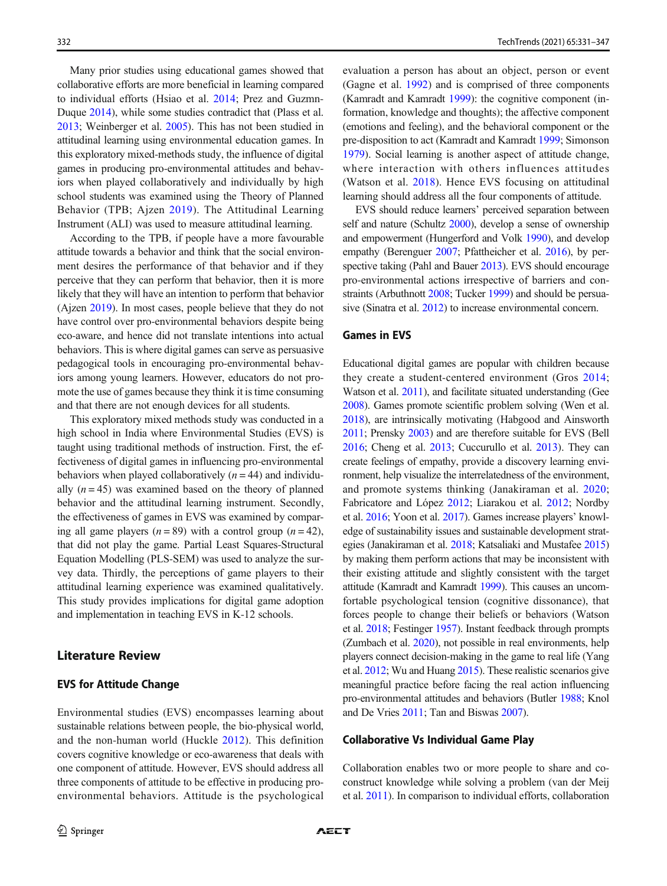Many prior studies using educational games showed that collaborative efforts are more beneficial in learning compared to individual efforts (Hsiao et al. 2014; Prez and Guzmn-Duque 2014), while some studies contradict that (Plass et al. 2013; Weinberger et al. 2005). This has not been studied in attitudinal learning using environmental education games. In this exploratory mixed-methods study, the influence of digital games in producing pro-environmental attitudes and behaviors when played collaboratively and individually by high school students was examined using the Theory of Planned Behavior (TPB; Ajzen 2019). The Attitudinal Learning Instrument (ALI) was used to measure attitudinal learning.

According to the TPB, if people have a more favourable attitude towards a behavior and think that the social environment desires the performance of that behavior and if they perceive that they can perform that behavior, then it is more likely that they will have an intention to perform that behavior (Ajzen 2019). In most cases, people believe that they do not have control over pro-environmental behaviors despite being eco-aware, and hence did not translate intentions into actual behaviors. This is where digital games can serve as persuasive pedagogical tools in encouraging pro-environmental behaviors among young learners. However, educators do not promote the use of games because they think it is time consuming and that there are not enough devices for all students.

This exploratory mixed methods study was conducted in a high school in India where Environmental Studies (EVS) is taught using traditional methods of instruction. First, the effectiveness of digital games in influencing pro-environmental behaviors when played collaboratively ($n = 44$) and individually ($n = 45$) was examined based on the theory of planned behavior and the attitudinal learning instrument. Secondly, the effectiveness of games in EVS was examined by comparing all game players ($n = 89$) with a control group ($n = 42$), that did not play the game. Partial Least Squares-Structural Equation Modelling (PLS-SEM) was used to analyze the survey data. Thirdly, the perceptions of game players to their attitudinal learning experience was examined qualitatively. This study provides implications for digital game adoption and implementation in teaching EVS in K-12 schools.

## Literature Review

### EVS for Attitude Change

Environmental studies (EVS) encompasses learning about sustainable relations between people, the bio-physical world, and the non-human world (Huckle 2012). This definition covers cognitive knowledge or eco-awareness that deals with one component of attitude. However, EVS should address all three components of attitude to be effective in producing pro-environmental behaviors. Attitude is the psychological evaluation a person has about an object, person or event (Gagne et al. 1992) and is comprised of three components (Kamradt and Kamradt 1999): the cognitive component (information, knowledge and thoughts); the affective component (emotions and feeling), and the behavioral component or the pre-disposition to act (Kamradt and Kamradt 1999; Simonson 1979). Social learning is another aspect of attitude change, where interaction with others influences attitudes (Watson et al. 2018). Hence EVS focusing on attitudinal learning should address all the four components of attitude.

EVS should reduce learners' perceived separation between self and nature (Schultz 2000), develop a sense of ownership and empowerment (Hungerford and Volk 1990), and develop empathy (Berenguer 2007; Pfattheicher et al. 2016), by perspective taking (Pahl and Bauer 2013). EVS should encourage pro-environmental actions irrespective of barriers and constraints (Arbuthnott 2008; Tucker 1999) and should be persuasive (Sinatra et al. 2012) to increase environmental concern.

### Games in EVS

Educational digital games are popular with children because they create a student-centered environment (Gros 2014; Watson et al. 2011), and facilitate situated understanding (Gee 2008). Games promote scientific problem solving (Wen et al. 2018), are intrinsically motivating (Habgood and Ainsworth 2011; Prensky 2003) and are therefore suitable for EVS (Bell 2016; Cheng et al. 2013; Cuccurullo et al. 2013). They can create feelings of empathy, provide a discovery learning environment, help visualize the interrelatedness of the environment, and promote systems thinking (Janakiraman et al. 2020; Fabricatore and López 2012; Liarakou et al. 2012; Nordby et al. 2016; Yoon et al. 2017). Games increase players' knowledge of sustainability issues and sustainable development strategies (Janakiraman et al. 2018; Katsaliaki and Mustafee 2015) by making them perform actions that may be inconsistent with their existing attitude and slightly consistent with the target attitude (Kamradt and Kamradt 1999). This causes an uncomfortable psychological tension (cognitive dissonance), that forces people to change their beliefs or behaviors (Watson et al. 2018; Festinger 1957). Instant feedback through prompts (Zumbach et al. 2020), not possible in real environments, help players connect decision-making in the game to real life (Yang et al. 2012; Wu and Huang 2015). These realistic scenarios give meaningful practice before facing the real action influencing pro-environmental attitudes and behaviors (Butler 1988; Knol and De Vries 2011; Tan and Biswas 2007).

### Collaborative Vs Individual Game Play

Collaboration enables two or more people to share and co-construct knowledge while solving a problem (van der Meij et al. 2011). In comparison to individual efforts, collaboration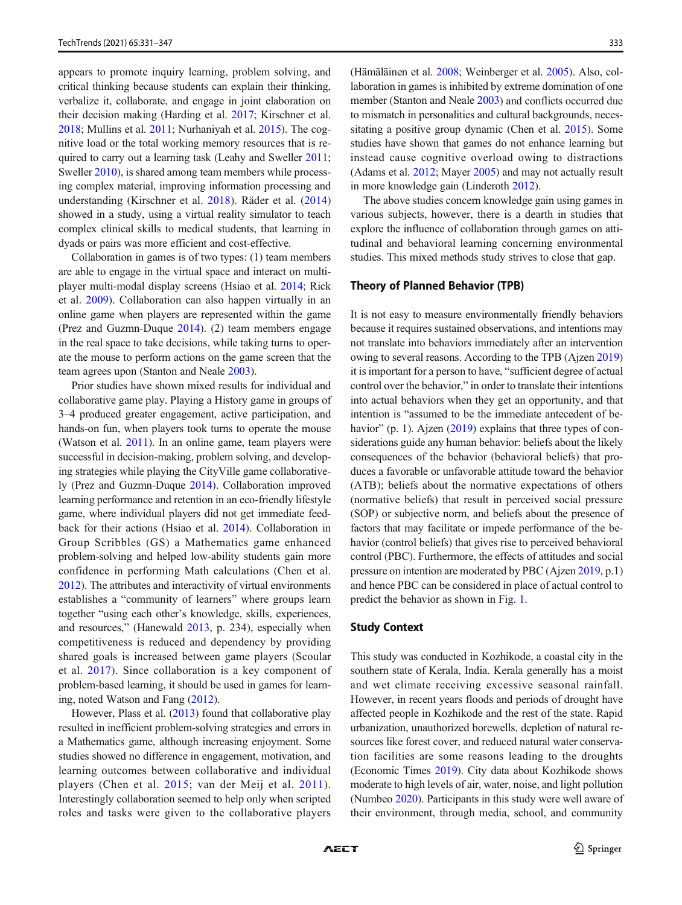appears to promote inquiry learning, problem solving, and critical thinking because students can explain their thinking, verbalize it, collaborate, and engage in joint elaboration on their decision making (Harding et al. 2017; Kirschner et al. 2018; Mullins et al. 2011; Nurhaniyah et al. 2015). The cognitive load or the total working memory resources that is required to carry out a learning task (Leahy and Sweller 2011; Sweller 2010), is shared among team members while processing complex material, improving information processing and understanding (Kirschner et al. 2018). Räder et al. (2014) showed in a study, using a virtual reality simulator to teach complex clinical skills to medical students, that learning in dyads or pairs was more efficient and cost-effective.

Collaboration in games is of two types: (1) team members are able to engage in the virtual space and interact on multiplayer multi-modal display screens (Hsiao et al. 2014; Rick et al. 2009). Collaboration can also happen virtually in an online game when players are represented within the game (Prez and Guzmn-Duque 2014). (2) team members engage in the real space to take decisions, while taking turns to operate the mouse to perform actions on the game screen that the team agrees upon (Stanton and Neale 2003).

Prior studies have shown mixed results for individual and collaborative game play. Playing a History game in groups of 3–4 produced greater engagement, active participation, and hands-on fun, when players took turns to operate the mouse (Watson et al. 2011). In an online game, team players were successful in decision-making, problem solving, and developing strategies while playing the CityVille game collaboratively (Prez and Guzmn-Duque 2014). Collaboration improved learning performance and retention in an eco-friendly lifestyle game, where individual players did not get immediate feedback for their actions (Hsiao et al. 2014). Collaboration in Group Scribbles (GS) a Mathematics game enhanced problem-solving and helped low-ability students gain more confidence in performing Math calculations (Chen et al. 2012). The attributes and interactivity of virtual environments establishes a "community of learners" where groups learn together "using each other's knowledge, skills, experiences, and resources," (Hanewald 2013, p. 234), especially when competitiveness is reduced and dependency by providing shared goals is increased between game players (Scoular et al. 2017). Since collaboration is a key component of problem-based learning, it should be used in games for learning, noted Watson and Fang (2012).

However, Plass et al. (2013) found that collaborative play resulted in inefficient problem-solving strategies and errors in a Mathematics game, although increasing enjoyment. Some studies showed no difference in engagement, motivation, and learning outcomes between collaborative and individual players (Chen et al. 2015; van der Meij et al. 2011). Interestingly collaboration seemed to help only when scripted roles and tasks were given to the collaborative players (Hämäläinen et al. 2008; Weinberger et al. 2005). Also, collaboration in games is inhibited by extreme domination of one member (Stanton and Neale 2003) and conflicts occurred due to mismatch in personalities and cultural backgrounds, necessitating a positive group dynamic (Chen et al. 2015). Some studies have shown that games do not enhance learning but instead cause cognitive overload owing to distractions (Adams et al. 2012; Mayer 2005) and may not actually result in more knowledge gain (Linderoth 2012).

The above studies concern knowledge gain using games in various subjects, however, there is a dearth in studies that explore the influence of collaboration through games on attitudinal and behavioral learning concerning environmental studies. This mixed methods study strives to close that gap.

## Theory of Planned Behavior (TPB)

It is not easy to measure environmentally friendly behaviors because it requires sustained observations, and intentions may not translate into behaviors immediately after an intervention owing to several reasons. According to the TPB (Ajzen 2019) it is important for a person to have, "sufficient degree of actual control over the behavior," in order to translate their intentions into actual behaviors when they get an opportunity, and that intention is "assumed to be the immediate antecedent of behavior" (p. 1). Ajzen (2019) explains that three types of considerations guide any human behavior: beliefs about the likely consequences of the behavior (behavioral beliefs) that produces a favorable or unfavorable attitude toward the behavior (ATB); beliefs about the normative expectations of others (normative beliefs) that result in perceived social pressure (SOP) or subjective norm, and beliefs about the presence of factors that may facilitate or impede performance of the behavior (control beliefs) that gives rise to perceived behavioral control (PBC). Furthermore, the effects of attitudes and social pressure on intention are moderated by PBC (Ajzen 2019, p.1) and hence PBC can be considered in place of actual control to predict the behavior as shown in Fig. 1.

## Study Context

This study was conducted in Kozhikode, a coastal city in the southern state of Kerala, India. Kerala generally has a moist and wet climate receiving excessive seasonal rainfall. However, in recent years floods and periods of drought have affected people in Kozhikode and the rest of the state. Rapid urbanization, unauthorized borewells, depletion of natural resources like forest cover, and reduced natural water conservation facilities are some reasons leading to the droughts (Economic Times 2019). City data about Kozhikode shows moderate to high levels of air, water, noise, and light pollution (Numbeo 2020). Participants in this study were well aware of their environment, through media, school, and community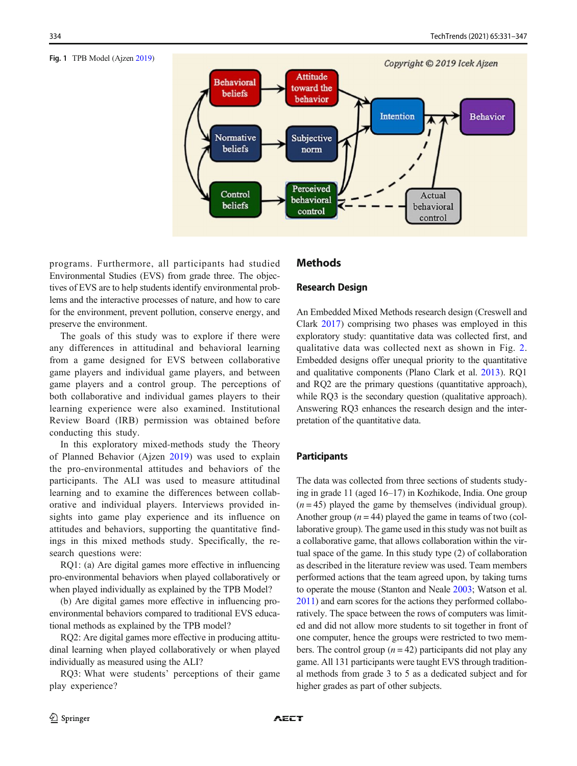Fig. 1 TPB Model (Ajzen 2019)

programs. Furthermore, all participants had studied Environmental Studies (EVS) from grade three. The objectives of EVS are to help students identify environmental problems and the interactive processes of nature, and how to care for the environment, prevent pollution, conserve energy, and preserve the environment.

The goals of this study was to explore if there were any differences in attitudinal and behavioral learning from a game designed for EVS between collaborative game players and individual game players, and between game players and a control group. The perceptions of both collaborative and individual games players to their learning experience were also examined. Institutional Review Board (IRB) permission was obtained before conducting this study.

In this exploratory mixed-methods study the Theory of Planned Behavior (Ajzen 2019) was used to explain the pro-environmental attitudes and behaviors of the participants. The ALI was used to measure attitudinal learning and to examine the differences between collaborative and individual players. Interviews provided insights into game play experience and its influence on attitudes and behaviors, supporting the quantitative findings in this mixed methods study. Specifically, the research questions were:

RQ1: (a) Are digital games more effective in influencing pro-environmental behaviors when played collaboratively or when played individually as explained by the TPB Model?

(b) Are digital games more effective in influencing pro-environmental behaviors compared to traditional EVS educational methods as explained by the TPB model?

RQ2: Are digital games more effective in producing attitudinal learning when played collaboratively or when played individually as measured using the ALI?

RQ3: What were students' perceptions of their game play experience?

## Methods

### Research Design

An Embedded Mixed Methods research design (Creswell and Clark 2017) comprising two phases was employed in this exploratory study: quantitative data was collected first, and qualitative data was collected next as shown in Fig. 2. Embedded designs offer unequal priority to the quantitative and qualitative components (Plano Clark et al. 2013). RQ1 and RQ2 are the primary questions (quantitative approach), while RQ3 is the secondary question (qualitative approach). Answering RQ3 enhances the research design and the interpretation of the quantitative data.

### Participants

The data was collected from three sections of students studying in grade 11 (aged 16–17) in Kozhikode, India. One group ($n = 45$) played the game by themselves (individual group). Another group ($n = 44$) played the game in teams of two (collaborative group). The game used in this study was not built as a collaborative game, that allows collaboration within the virtual space of the game. In this study type (2) of collaboration as described in the literature review was used. Team members performed actions that the team agreed upon, by taking turns to operate the mouse (Stanton and Neale 2003; Watson et al. 2011) and earn scores for the actions they performed collaboratively. The space between the rows of computers was limited and did not allow more students to sit together in front of one computer, hence the groups were restricted to two members. The control group ($n = 42$) participants did not play any game. All 131 participants were taught EVS through traditional methods from grade 3 to 5 as a dedicated subject and for higher grades as part of other subjects.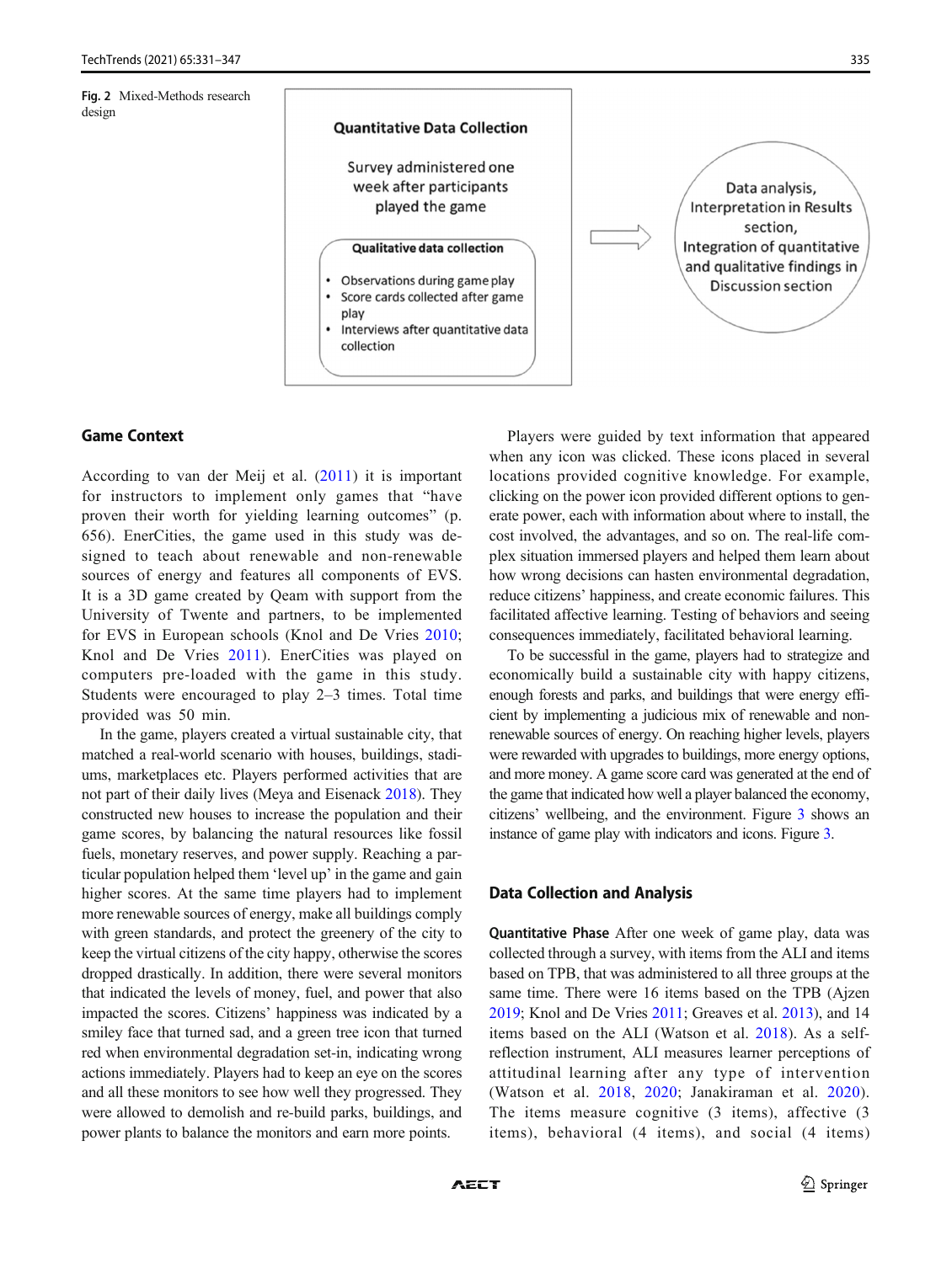**Fig. 2** Mixed-Methods research design

**Quantitative Data Collection**

Survey administered one week after participants played the game

**Qualitative data collection**

- Observations during game play
- Score cards collected after game play
- Interviews after quantitative data collection

Data analysis, Interpretation in Results section, Integration of quantitative and qualitative findings in Discussion section

## Game Context

According to van der Meij et al. (2011) it is important for instructors to implement only games that "have proven their worth for yielding learning outcomes" (p. 656). EnerCities, the game used in this study was designed to teach about renewable and non-renewable sources of energy and features all components of EVS. It is a 3D game created by Qeam with support from the University of Twente and partners, to be implemented for EVS in European schools (Knol and De Vries 2010; Knol and De Vries 2011). EnerCities was played on computers pre-loaded with the game in this study. Students were encouraged to play 2–3 times. Total time provided was 50 min.

In the game, players created a virtual sustainable city, that matched a real-world scenario with houses, buildings, stadiums, marketplaces etc. Players performed activities that are not part of their daily lives (Meya and Eisenack 2018). They constructed new houses to increase the population and their game scores, by balancing the natural resources like fossil fuels, monetary reserves, and power supply. Reaching a particular population helped them 'level up' in the game and gain higher scores. At the same time players had to implement more renewable sources of energy, make all buildings comply with green standards, and protect the greenery of the city to keep the virtual citizens of the city happy, otherwise the scores dropped drastically. In addition, there were several monitors that indicated the levels of money, fuel, and power that also impacted the scores. Citizens' happiness was indicated by a smiley face that turned sad, and a green tree icon that turned red when environmental degradation set-in, indicating wrong actions immediately. Players had to keep an eye on the scores and all these monitors to see how well they progressed. They were allowed to demolish and re-build parks, buildings, and power plants to balance the monitors and earn more points.

Players were guided by text information that appeared when any icon was clicked. These icons placed in several locations provided cognitive knowledge. For example, clicking on the power icon provided different options to generate power, each with information about where to install, the cost involved, the advantages, and so on. The real-life complex situation immersed players and helped them learn about how wrong decisions can hasten environmental degradation, reduce citizens' happiness, and create economic failures. This facilitated affective learning. Testing of behaviors and seeing consequences immediately, facilitated behavioral learning.

To be successful in the game, players had to strategize and economically build a sustainable city with happy citizens, enough forests and parks, and buildings that were energy efficient by implementing a judicious mix of renewable and non-renewable sources of energy. On reaching higher levels, players were rewarded with upgrades to buildings, more energy options, and more money. A game score card was generated at the end of the game that indicated how well a player balanced the economy, citizens' wellbeing, and the environment. Figure 3 shows an instance of game play with indicators and icons. Figure 3.

## Data Collection and Analysis

**Quantitative Phase** After one week of game play, data was collected through a survey, with items from the ALI and items based on TPB, that was administered to all three groups at the same time. There were 16 items based on the TPB (Ajzen 2019; Knol and De Vries 2011; Greaves et al. 2013), and 14 items based on the ALI (Watson et al. 2018). As a self-reflection instrument, ALI measures learner perceptions of attitudinal learning after any type of intervention (Watson et al. 2018, 2020; Janakiraman et al. 2020). The items measure cognitive (3 items), affective (3 items), behavioral (4 items), and social (4 items)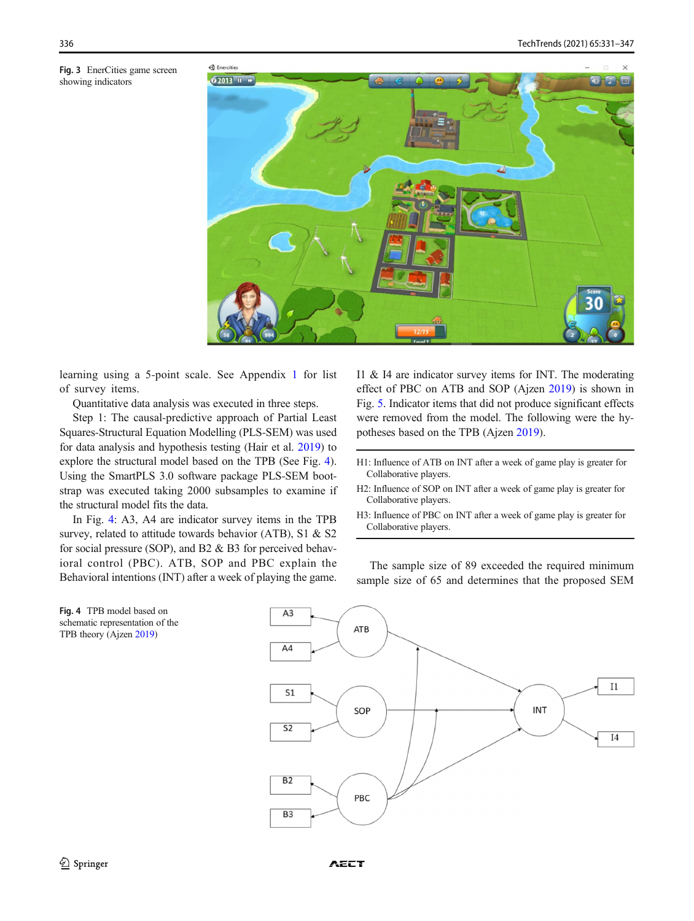Fig. 3 EnerCities game screen showing indicators

Fig. 4 TPB model based on schematic representation of the TPB theory (Ajzen 2019)

learning using a 5-point scale. See Appendix 1 for list of survey items.

Quantitative data analysis was executed in three steps.

Step 1: The causal-predictive approach of Partial Least Squares-Structural Equation Modelling (PLS-SEM) was used for data analysis and hypothesis testing (Hair et al. 2019) to explore the structural model based on the TPB (See Fig. 4). Using the SmartPLS 3.0 software package PLS-SEM bootstrap was executed taking 2000 subsamples to examine if the structural model fits the data.

In Fig. 4: A3, A4 are indicator survey items in the TPB survey, related to attitude towards behavior (ATB), S1 & S2 for social pressure (SOP), and B2 & B3 for perceived behavioral control (PBC). ATB, SOP and PBC explain the Behavioral intentions (INT) after a week of playing the game. I1 & I4 are indicator survey items for INT. The moderating effect of PBC on ATB and SOP (Ajzen 2019) is shown in Fig. 5. Indicator items that did not produce significant effects were removed from the model. The following were the hypotheses based on the TPB (Ajzen 2019).

H1: Influence of ATB on INT after a week of game play is greater for Collaborative players.

H2: Influence of SOP on INT after a week of game play is greater for Collaborative players.

H3: Influence of PBC on INT after a week of game play is greater for Collaborative players.

The sample size of 89 exceeded the required minimum sample size of 65 and determines that the proposed SEM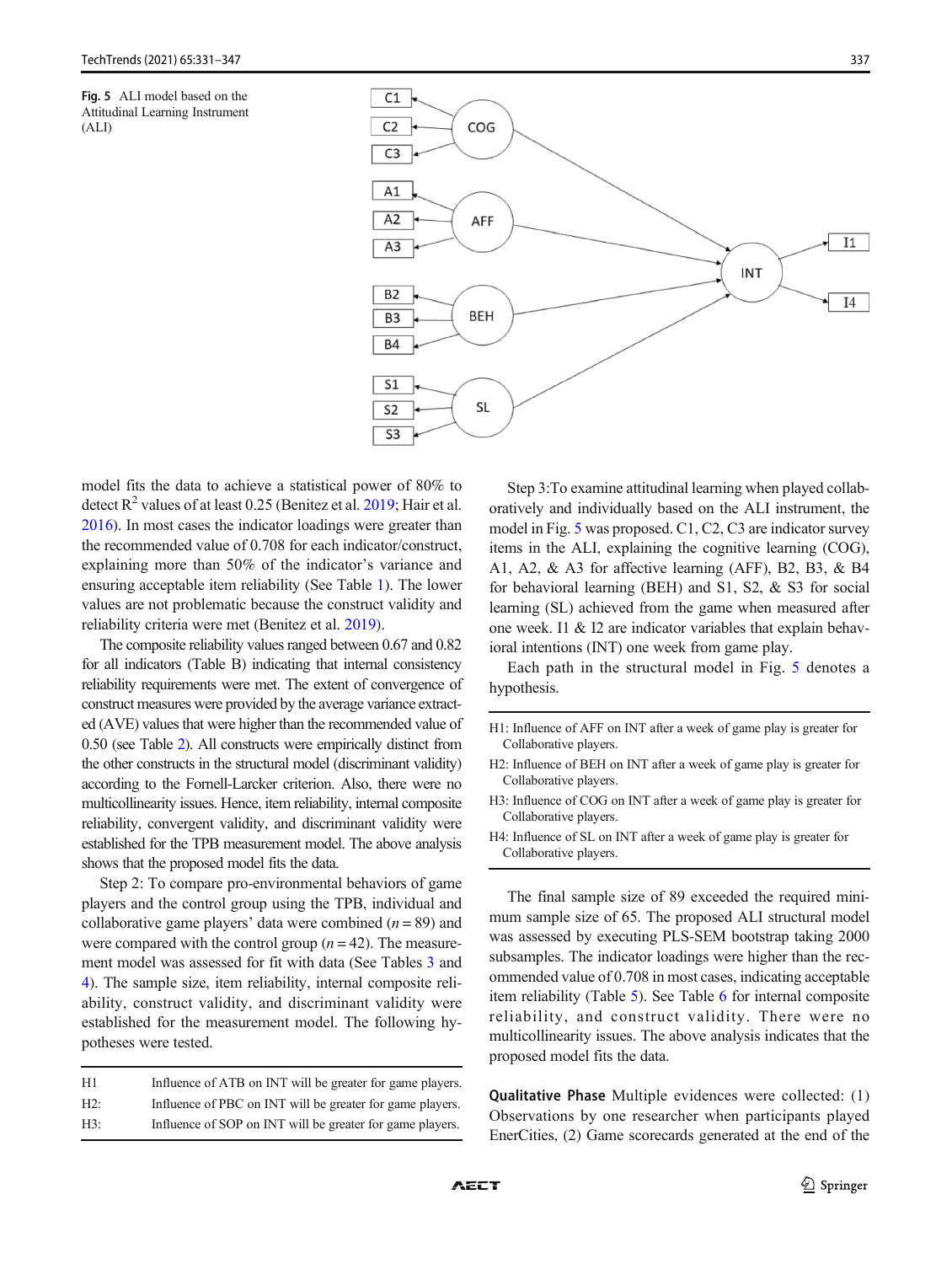Fig. 5 ALI model based on the Attitudinal Learning Instrument (ALI)

model fits the data to achieve a statistical power of 80% to detect $R^2$ values of at least 0.25 (Benitez et al. 2019; Hair et al. 2016). In most cases the indicator loadings were greater than the recommended value of 0.708 for each indicator/construct, explaining more than 50% of the indicator's variance and ensuring acceptable item reliability (See Table 1). The lower values are not problematic because the construct validity and reliability criteria were met (Benitez et al. 2019).

The composite reliability values ranged between 0.67 and 0.82 for all indicators (Table B) indicating that internal consistency reliability requirements were met. The extent of convergence of construct measures were provided by the average variance extracted (AVE) values that were higher than the recommended value of 0.50 (see Table 2). All constructs were empirically distinct from the other constructs in the structural model (discriminant validity) according to the Fornell-Larcker criterion. Also, there were no multicollinearity issues. Hence, item reliability, internal composite reliability, convergent validity, and discriminant validity were established for the TPB measurement model. The above analysis shows that the proposed model fits the data.

Step 2: To compare pro-environmental behaviors of game players and the control group using the TPB, individual and collaborative game players' data were combined ($n = 89$) and were compared with the control group ($n = 42$). The measurement model was assessed for fit with data (See Tables 3 and 4). The sample size, item reliability, internal composite reliability, construct validity, and discriminant validity were established for the measurement model. The following hypotheses were tested.

| | |
|---|---|
| H1 | Influence of ATB on INT will be greater for game players. |
| H2: | Influence of PBC on INT will be greater for game players. |
| H3: | Influence of SOP on INT will be greater for game players. |

Step 3:To examine attitudinal learning when played collaboratively and individually based on the ALI instrument, the model in Fig. 5 was proposed. C1, C2, C3 are indicator survey items in the ALI, explaining the cognitive learning (COG), A1, A2, & A3 for affective learning (AFF), B2, B3, & B4 for behavioral learning (BEH) and S1, S2, & S3 for social learning (SL) achieved from the game when measured after one week. I1 & I2 are indicator variables that explain behavioral intentions (INT) one week from game play.

Each path in the structural model in Fig. 5 denotes a hypothesis.

H1: Influence of AFF on INT after a week of game play is greater for Collaborative players.

H2: Influence of BEH on INT after a week of game play is greater for Collaborative players.

H3: Influence of COG on INT after a week of game play is greater for Collaborative players.

H4: Influence of SL on INT after a week of game play is greater for Collaborative players.

The final sample size of 89 exceeded the required minimum sample size of 65. The proposed ALI structural model was assessed by executing PLS-SEM bootstrap taking 2000 subsamples. The indicator loadings were higher than the recommended value of 0.708 in most cases, indicating acceptable item reliability (Table 5). See Table 6 for internal composite reliability, and construct validity. There were no multicollinearity issues. The above analysis indicates that the proposed model fits the data.

**Qualitative Phase** Multiple evidences were collected: (1) Observations by one researcher when participants played EnerCities, (2) Game scorecards generated at the end of the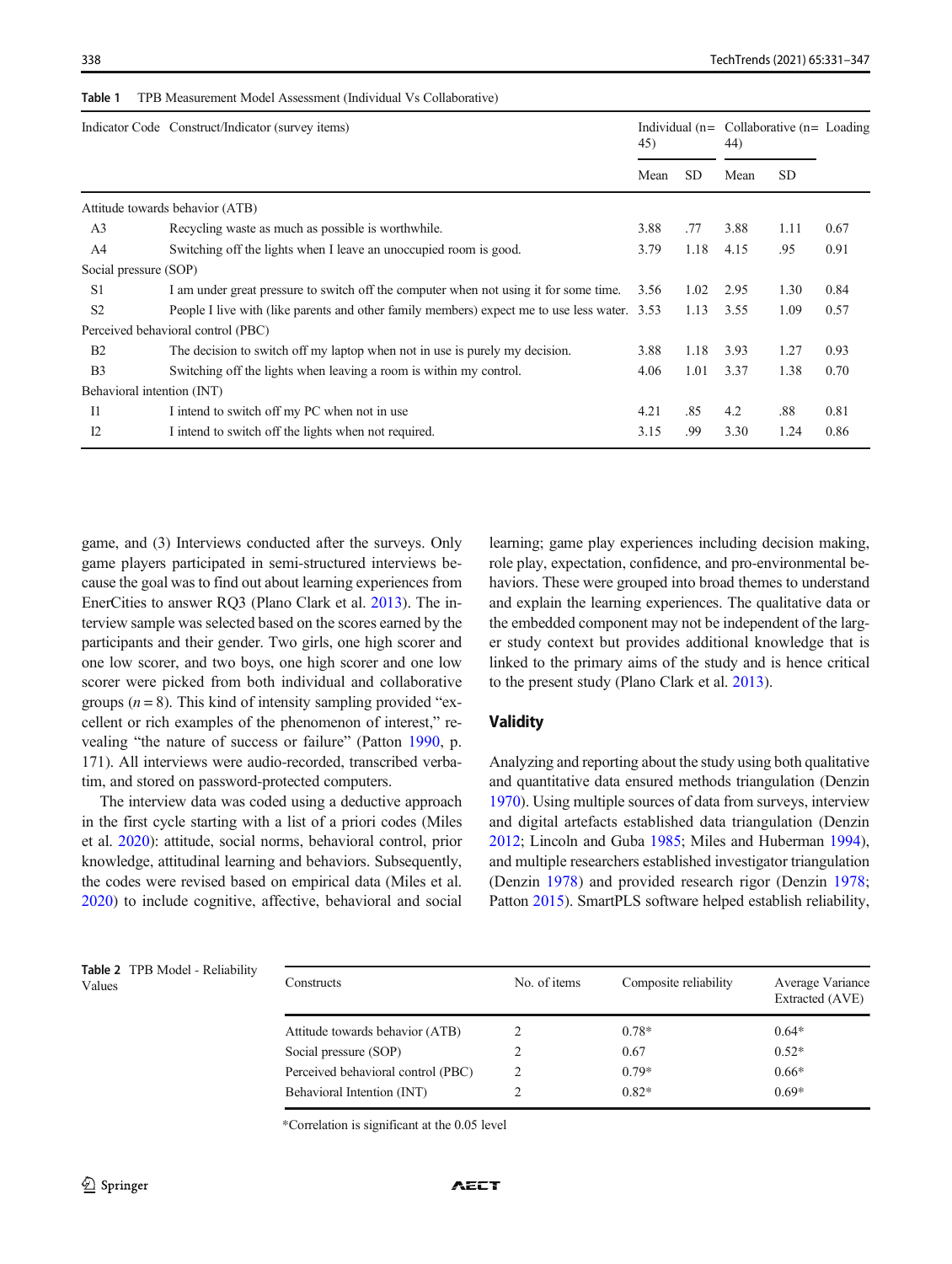**Table 1** TPB Measurement Model Assessment (Individual Vs Collaborative)

| Indicator Code | Construct/Indicator (survey items) | Individual (n= 45) | | Collaborative (n= 44) | | Loading |
|---|---|---|---|---|---|---|
| | | Mean | SD | Mean | SD | |
| Attitude towards behavior (ATB) | | | | | | |
| A3 | Recycling waste as much as possible is worthwhile. | 3.88 | .77 | 3.88 | 1.11 | 0.67 |
| A4 | Switching off the lights when I leave an unoccupied room is good. | 3.79 | 1.18 | 4.15 | .95 | 0.91 |
| Social pressure (SOP) | | | | | | |
| S1 | I am under great pressure to switch off the computer when not using it for some time. | 3.56 | 1.02 | 2.95 | 1.30 | 0.84 |
| S2 | People I live with (like parents and other family members) expect me to use less water. | 3.53 | 1.13 | 3.55 | 1.09 | 0.57 |
| Perceived behavioral control (PBC) | | | | | | |
| B2 | The decision to switch off my laptop when not in use is purely my decision. | 3.88 | 1.18 | 3.93 | 1.27 | 0.93 |
| B3 | Switching off the lights when leaving a room is within my control. | 4.06 | 1.01 | 3.37 | 1.38 | 0.70 |
| Behavioral intention (INT) | | | | | | |
| I1 | I intend to switch off my PC when not in use | 4.21 | .85 | 4.2 | .88 | 0.81 |
| I2 | I intend to switch off the lights when not required. | 3.15 | .99 | 3.30 | 1.24 | 0.86 |

game, and (3) Interviews conducted after the surveys. Only game players participated in semi-structured interviews because the goal was to find out about learning experiences from EnerCities to answer RQ3 (Plano Clark et al. 2013). The interview sample was selected based on the scores earned by the participants and their gender. Two girls, one high scorer and one low scorer, and two boys, one high scorer and one low scorer were picked from both individual and collaborative groups ($n = 8$). This kind of intensity sampling provided "excellent or rich examples of the phenomenon of interest," revealing "the nature of success or failure" (Patton 1990, p. 171). All interviews were audio-recorded, transcribed verbatim, and stored on password-protected computers.

The interview data was coded using a deductive approach in the first cycle starting with a list of a priori codes (Miles et al. 2020): attitude, social norms, behavioral control, prior knowledge, attitudinal learning and behaviors. Subsequently, the codes were revised based on empirical data (Miles et al. 2020) to include cognitive, affective, behavioral and social learning; game play experiences including decision making, role play, expectation, confidence, and pro-environmental behaviors. These were grouped into broad themes to understand and explain the learning experiences. The qualitative data or the embedded component may not be independent of the larger study context but provides additional knowledge that is linked to the primary aims of the study and is hence critical to the present study (Plano Clark et al. 2013).

## Validity

Analyzing and reporting about the study using both qualitative and quantitative data ensured methods triangulation (Denzin 1970). Using multiple sources of data from surveys, interview and digital artefacts established data triangulation (Denzin 2012; Lincoln and Guba 1985; Miles and Huberman 1994), and multiple researchers established investigator triangulation (Denzin 1978) and provided research rigor (Denzin 1978; Patton 2015). SmartPLS software helped establish reliability,

**Table 2** TPB Model - Reliability Values

| Constructs | No. of items | Composite reliability | Average Variance Extracted (AVE) |
|---|---|---|---|
| Attitude towards behavior (ATB) | 2 | 0.78* | 0.64* |
| Social pressure (SOP) | 2 | 0.67 | 0.52* |
| Perceived behavioral control (PBC) | 2 | 0.79* | 0.66* |
| Behavioral Intention (INT) | 2 | 0.82* | 0.69* |

*Correlation is significant at the 0.05 level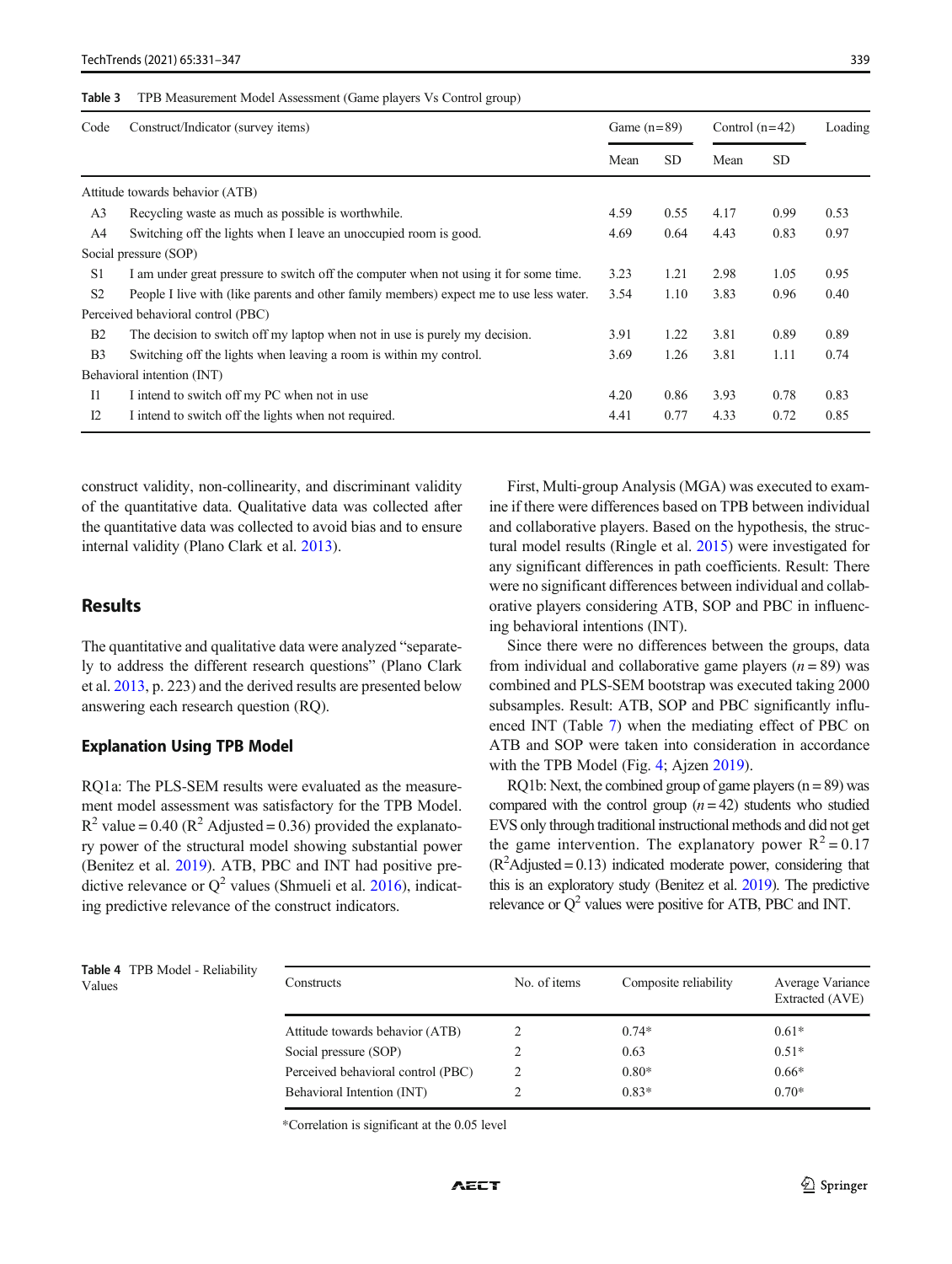Table 3 TPB Measurement Model Assessment (Game players Vs Control group)

| Code | Construct/Indicator (survey items) | Game (n=89) | | Control (n=42) | | Loading |
|---|---|---|---|---|---|---|
| | | Mean | SD | Mean | SD | |
| Attitude towards behavior (ATB) | | | | | | |
| A3 | Recycling waste as much as possible is worthwhile. | 4.59 | 0.55 | 4.17 | 0.99 | 0.53 |
| A4 | Switching off the lights when I leave an unoccupied room is good. | 4.69 | 0.64 | 4.43 | 0.83 | 0.97 |
| Social pressure (SOP) | | | | | | |
| S1 | I am under great pressure to switch off the computer when not using it for some time. | 3.23 | 1.21 | 2.98 | 1.05 | 0.95 |
| S2 | People I live with (like parents and other family members) expect me to use less water. | 3.54 | 1.10 | 3.83 | 0.96 | 0.40 |
| Perceived behavioral control (PBC) | | | | | | |
| B2 | The decision to switch off my laptop when not in use is purely my decision. | 3.91 | 1.22 | 3.81 | 0.89 | 0.89 |
| B3 | Switching off the lights when leaving a room is within my control. | 3.69 | 1.26 | 3.81 | 1.11 | 0.74 |
| Behavioral intention (INT) | | | | | | |
| I1 | I intend to switch off my PC when not in use | 4.20 | 0.86 | 3.93 | 0.78 | 0.83 |
| I2 | I intend to switch off the lights when not required. | 4.41 | 0.77 | 4.33 | 0.72 | 0.85 |

construct validity, non-collinearity, and discriminant validity of the quantitative data. Qualitative data was collected after the quantitative data was collected to avoid bias and to ensure internal validity (Plano Clark et al. 2013).

## Results

The quantitative and qualitative data were analyzed "separately to address the different research questions" (Plano Clark et al. 2013, p. 223) and the derived results are presented below answering each research question (RQ).

### Explanation Using TPB Model

RQ1a: The PLS-SEM results were evaluated as the measurement model assessment was satisfactory for the TPB Model. $R^2$ value = 0.40 ($R^2$ Adjusted = 0.36) provided the explanatory power of the structural model showing substantial power (Benitez et al. 2019). ATB, PBC and INT had positive predictive relevance or $Q^2$ values (Shmueli et al. 2016), indicating predictive relevance of the construct indicators.

First, Multi-group Analysis (MGA) was executed to examine if there were differences based on TPB between individual and collaborative players. Based on the hypothesis, the structural model results (Ringle et al. 2015) were investigated for any significant differences in path coefficients. Result: There were no significant differences between individual and collaborative players considering ATB, SOP and PBC in influencing behavioral intentions (INT).

Since there were no differences between the groups, data from individual and collaborative game players (*n* = 89) was combined and PLS-SEM bootstrap was executed taking 2000 subsamples. Result: ATB, SOP and PBC significantly influenced INT (Table 7) when the mediating effect of PBC on ATB and SOP were taken into consideration in accordance with the TPB Model (Fig. 4; Ajzen 2019).

RQ1b: Next, the combined group of game players (n = 89) was compared with the control group (*n* = 42) students who studied EVS only through traditional instructional methods and did not get the game intervention. The explanatory power $R^2$ = 0.17 ($R^2$Adjusted = 0.13) indicated moderate power, considering that this is an exploratory study (Benitez et al. 2019). The predictive relevance or $Q^2$ values were positive for ATB, PBC and INT.

Table 4 TPB Model - Reliability Values

| Constructs | No. of items | Composite reliability | Average Variance Extracted (AVE) |
|---|---|---|---|
| Attitude towards behavior (ATB) | 2 | 0.74* | 0.61* |
| Social pressure (SOP) | 2 | 0.63 | 0.51* |
| Perceived behavioral control (PBC) | 2 | 0.80* | 0.66* |
| Behavioral Intention (INT) | 2 | 0.83* | 0.70* |

*Correlation is significant at the 0.05 level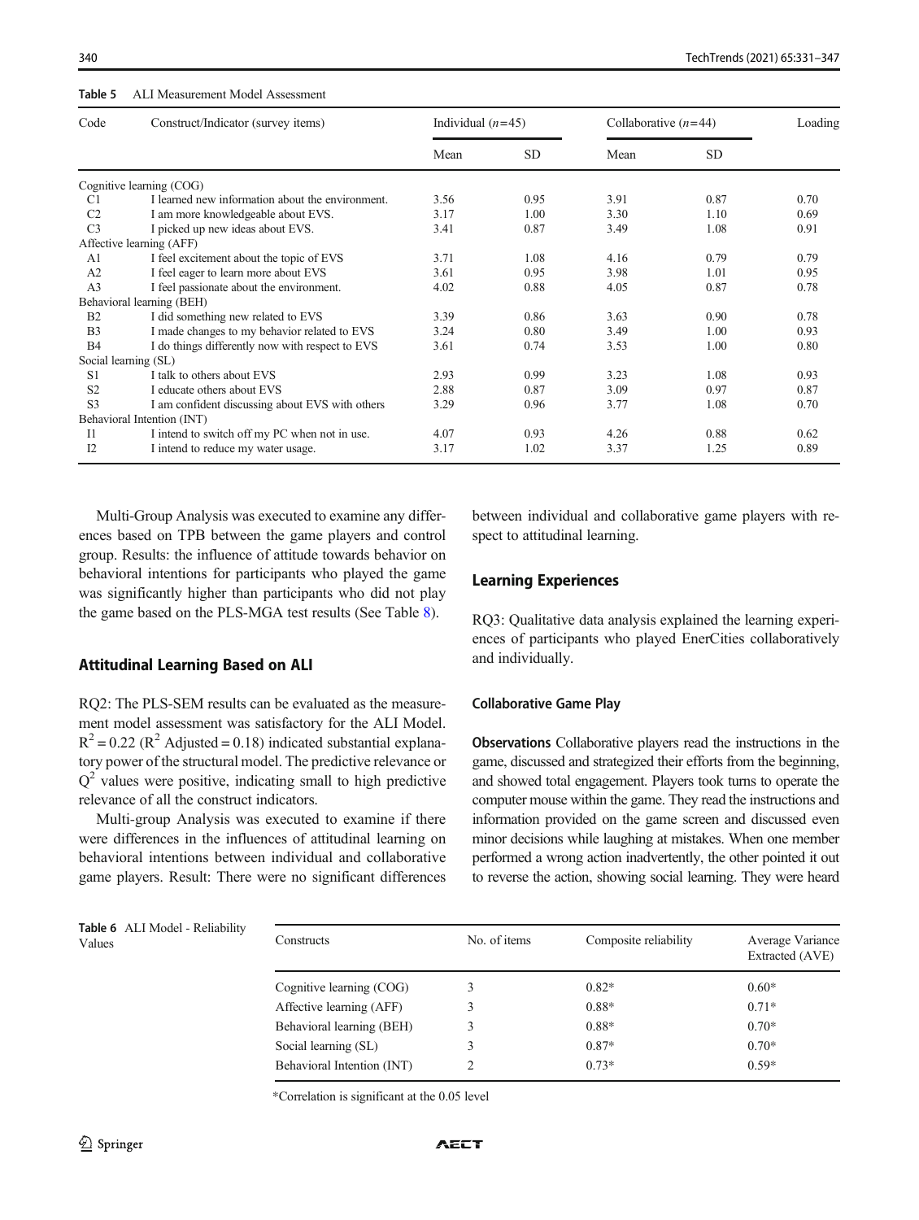**Table 5** ALI Measurement Model Assessment

| Code | Construct/Indicator (survey items) | Individual ($n$=45) | | Collaborative ($n$=44) | | Loading |
|---|---|---|---|---|---|---|
| | | Mean | SD | Mean | SD | |
| Cognitive learning (COG) | | | | | | |
| C1 | I learned new information about the environment. | 3.56 | 0.95 | 3.91 | 0.87 | 0.70 |
| C2 | I am more knowledgeable about EVS. | 3.17 | 1.00 | 3.30 | 1.10 | 0.69 |
| C3 | I picked up new ideas about EVS. | 3.41 | 0.87 | 3.49 | 1.08 | 0.91 |
| Affective learning (AFF) | | | | | | |
| A1 | I feel excitement about the topic of EVS | 3.71 | 1.08 | 4.16 | 0.79 | 0.79 |
| A2 | I feel eager to learn more about EVS | 3.61 | 0.95 | 3.98 | 1.01 | 0.95 |
| A3 | I feel passionate about the environment. | 4.02 | 0.88 | 4.05 | 0.87 | 0.78 |
| Behavioral learning (BEH) | | | | | | |
| B2 | I did something new related to EVS | 3.39 | 0.86 | 3.63 | 0.90 | 0.78 |
| B3 | I made changes to my behavior related to EVS | 3.24 | 0.80 | 3.49 | 1.00 | 0.93 |
| B4 | I do things differently now with respect to EVS | 3.61 | 0.74 | 3.53 | 1.00 | 0.80 |
| Social learning (SL) | | | | | | |
| S1 | I talk to others about EVS | 2.93 | 0.99 | 3.23 | 1.08 | 0.93 |
| S2 | I educate others about EVS | 2.88 | 0.87 | 3.09 | 0.97 | 0.87 |
| S3 | I am confident discussing about EVS with others | 3.29 | 0.96 | 3.77 | 1.08 | 0.70 |
| Behavioral Intention (INT) | | | | | | |
| I1 | I intend to switch off my PC when not in use. | 4.07 | 0.93 | 4.26 | 0.88 | 0.62 |
| I2 | I intend to reduce my water usage. | 3.17 | 1.02 | 3.37 | 1.25 | 0.89 |

Multi-Group Analysis was executed to examine any differences based on TPB between the game players and control group. Results: the influence of attitude towards behavior on behavioral intentions for participants who played the game was significantly higher than participants who did not play the game based on the PLS-MGA test results (See Table 8).

## Attitudinal Learning Based on ALI

RQ2: The PLS-SEM results can be evaluated as the measurement model assessment was satisfactory for the ALI Model. $R^2 = 0.22$ ($R^2$ Adjusted = 0.18) indicated substantial explanatory power of the structural model. The predictive relevance or $Q^2$ values were positive, indicating small to high predictive relevance of all the construct indicators.

Multi-group Analysis was executed to examine if there were differences in the influences of attitudinal learning on behavioral intentions between individual and collaborative game players. Result: There were no significant differences between individual and collaborative game players with respect to attitudinal learning.

## Learning Experiences

RQ3: Qualitative data analysis explained the learning experiences of participants who played EnerCities collaboratively and individually.

### Collaborative Game Play

**Observations** Collaborative players read the instructions in the game, discussed and strategized their efforts from the beginning, and showed total engagement. Players took turns to operate the computer mouse within the game. They read the instructions and information provided on the game screen and discussed even minor decisions while laughing at mistakes. When one member performed a wrong action inadvertently, the other pointed it out to reverse the action, showing social learning. They were heard

**Table 6** ALI Model - Reliability Values

| Constructs | No. of items | Composite reliability | Average Variance Extracted (AVE) |
|---|---|---|---|
| Cognitive learning (COG) | 3 | 0.82* | 0.60* |
| Affective learning (AFF) | 3 | 0.88* | 0.71* |
| Behavioral learning (BEH) | 3 | 0.88* | 0.70* |
| Social learning (SL) | 3 | 0.87* | 0.70* |
| Behavioral Intention (INT) | 2 | 0.73* | 0.59* |

*Correlation is significant at the 0.05 level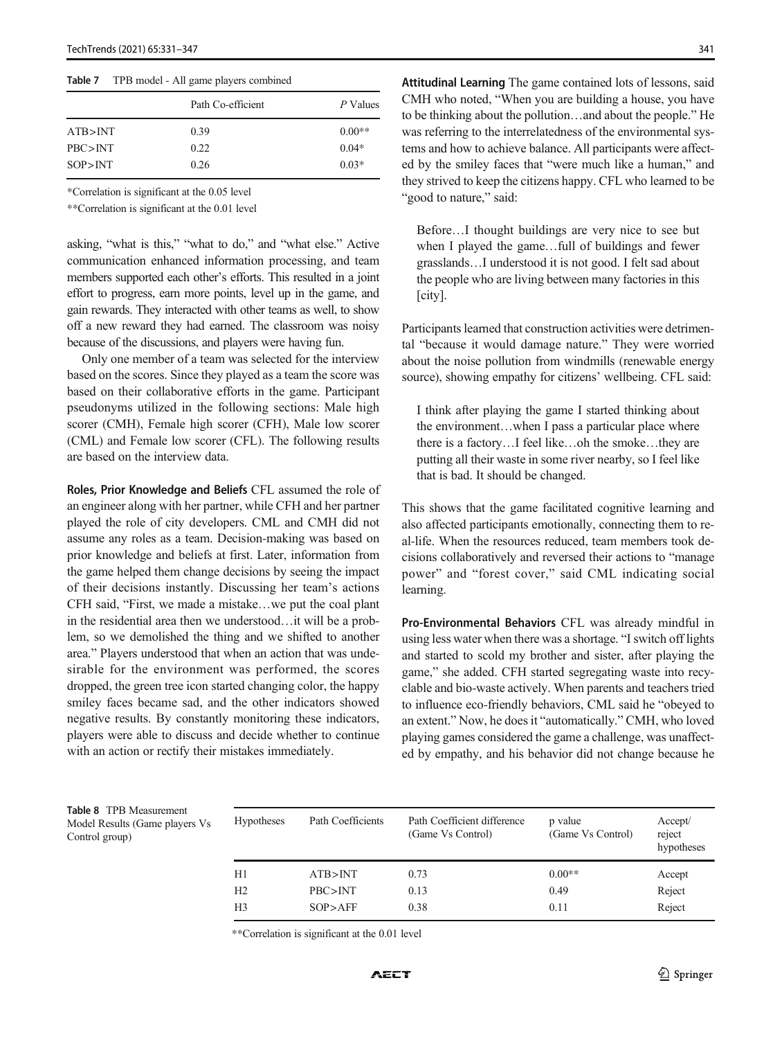**Table 7** TPB model - All game players combined

| | Path Co-efficient | *P* Values |
|---|---|---|
| ATB>INT | 0.39 | 0.00** |
| PBC>INT | 0.22 | 0.04* |
| SOP>INT | 0.26 | 0.03* |

*Correlation is significant at the 0.05 level

**Correlation is significant at the 0.01 level

asking, "what is this," "what to do," and "what else." Active communication enhanced information processing, and team members supported each other's efforts. This resulted in a joint effort to progress, earn more points, level up in the game, and gain rewards. They interacted with other teams as well, to show off a new reward they had earned. The classroom was noisy because of the discussions, and players were having fun.

Only one member of a team was selected for the interview based on the scores. Since they played as a team the score was based on their collaborative efforts in the game. Participant pseudonyms utilized in the following sections: Male high scorer (CMH), Female high scorer (CFH), Male low scorer (CML) and Female low scorer (CFL). The following results are based on the interview data.

**Roles, Prior Knowledge and Beliefs** CFL assumed the role of an engineer along with her partner, while CFH and her partner played the role of city developers. CML and CMH did not assume any roles as a team. Decision-making was based on prior knowledge and beliefs at first. Later, information from the game helped them change decisions by seeing the impact of their decisions instantly. Discussing her team's actions CFH said, "First, we made a mistake…we put the coal plant in the residential area then we understood…it will be a problem, so we demolished the thing and we shifted to another area." Players understood that when an action that was undesirable for the environment was performed, the scores dropped, the green tree icon started changing color, the happy smiley faces became sad, and the other indicators showed negative results. By constantly monitoring these indicators, players were able to discuss and decide whether to continue with an action or rectify their mistakes immediately.

**Attitudinal Learning** The game contained lots of lessons, said CMH who noted, "When you are building a house, you have to be thinking about the pollution…and about the people." He was referring to the interrelatedness of the environmental systems and how to achieve balance. All participants were affected by the smiley faces that "were much like a human," and they strived to keep the citizens happy. CFL who learned to be "good to nature," said:

> Before…I thought buildings are very nice to see but when I played the game…full of buildings and fewer grasslands…I understood it is not good. I felt sad about the people who are living between many factories in this [city].

Participants learned that construction activities were detrimental "because it would damage nature." They were worried about the noise pollution from windmills (renewable energy source), showing empathy for citizens' wellbeing. CFL said:

> I think after playing the game I started thinking about the environment…when I pass a particular place where there is a factory…I feel like…oh the smoke…they are putting all their waste in some river nearby, so I feel like that is bad. It should be changed.

This shows that the game facilitated cognitive learning and also affected participants emotionally, connecting them to real-life. When the resources reduced, team members took decisions collaboratively and reversed their actions to "manage power" and "forest cover," said CML indicating social learning.

**Pro-Environmental Behaviors** CFL was already mindful in using less water when there was a shortage. "I switch off lights and started to scold my brother and sister, after playing the game," she added. CFH started segregating waste into recyclable and bio-waste actively. When parents and teachers tried to influence eco-friendly behaviors, CML said he "obeyed to an extent." Now, he does it "automatically." CMH, who loved playing games considered the game a challenge, was unaffected by empathy, and his behavior did not change because he

**Table 8** TPB Measurement Model Results (Game players Vs Control group)

| Hypotheses | Path Coefficients | Path Coefficient difference (Game Vs Control) | p value (Game Vs Control) | Accept/ reject hypotheses |
|---|---|---|---|---|
| H1 | ATB>INT | 0.73 | 0.00** | Accept |
| H2 | PBC>INT | 0.13 | 0.49 | Reject |
| H3 | SOP>AFF | 0.38 | 0.11 | Reject |

**Correlation is significant at the 0.01 level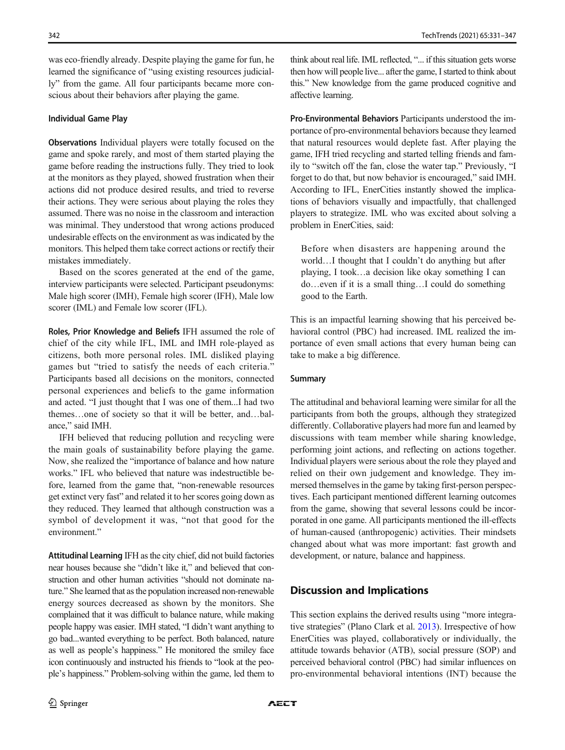was eco-friendly already. Despite playing the game for fun, he learned the significance of "using existing resources judicially" from the game. All four participants became more conscious about their behaviors after playing the game.

### Individual Game Play

**Observations** Individual players were totally focused on the game and spoke rarely, and most of them started playing the game before reading the instructions fully. They tried to look at the monitors as they played, showed frustration when their actions did not produce desired results, and tried to reverse their actions. They were serious about playing the roles they assumed. There was no noise in the classroom and interaction was minimal. They understood that wrong actions produced undesirable effects on the environment as was indicated by the monitors. This helped them take correct actions or rectify their mistakes immediately.

Based on the scores generated at the end of the game, interview participants were selected. Participant pseudonyms: Male high scorer (IMH), Female high scorer (IFH), Male low scorer (IML) and Female low scorer (IFL).

**Roles, Prior Knowledge and Beliefs** IFH assumed the role of chief of the city while IFL, IML and IMH role-played as citizens, both more personal roles. IML disliked playing games but "tried to satisfy the needs of each criteria." Participants based all decisions on the monitors, connected personal experiences and beliefs to the game information and acted. "I just thought that I was one of them...I had two themes…one of society so that it will be better, and…balance," said IMH.

IFH believed that reducing pollution and recycling were the main goals of sustainability before playing the game. Now, she realized the "importance of balance and how nature works." IFL who believed that nature was indestructible before, learned from the game that, "non-renewable resources get extinct very fast" and related it to her scores going down as they reduced. They learned that although construction was a symbol of development it was, "not that good for the environment."

**Attitudinal Learning** IFH as the city chief, did not build factories near houses because she "didn't like it," and believed that construction and other human activities "should not dominate nature." She learned that as the population increased non-renewable energy sources decreased as shown by the monitors. She complained that it was difficult to balance nature, while making people happy was easier. IMH stated, "I didn't want anything to go bad...wanted everything to be perfect. Both balanced, nature as well as people's happiness." He monitored the smiley face icon continuously and instructed his friends to "look at the people's happiness." Problem-solving within the game, led them to think about real life. IML reflected, "... if this situation gets worse then how will people live... after the game, I started to think about this." New knowledge from the game produced cognitive and affective learning.

**Pro-Environmental Behaviors** Participants understood the importance of pro-environmental behaviors because they learned that natural resources would deplete fast. After playing the game, IFH tried recycling and started telling friends and family to "switch off the fan, close the water tap." Previously, "I forget to do that, but now behavior is encouraged," said IMH. According to IFL, EnerCities instantly showed the implications of behaviors visually and impactfully, that challenged players to strategize. IML who was excited about solving a problem in EnerCities, said:

> Before when disasters are happening around the world…I thought that I couldn't do anything but after playing, I took…a decision like okay something I can do…even if it is a small thing…I could do something good to the Earth.

This is an impactful learning showing that his perceived behavioral control (PBC) had increased. IML realized the importance of even small actions that every human being can take to make a big difference.

### Summary

The attitudinal and behavioral learning were similar for all the participants from both the groups, although they strategized differently. Collaborative players had more fun and learned by discussions with team member while sharing knowledge, performing joint actions, and reflecting on actions together. Individual players were serious about the role they played and relied on their own judgement and knowledge. They immersed themselves in the game by taking first-person perspectives. Each participant mentioned different learning outcomes from the game, showing that several lessons could be incorporated in one game. All participants mentioned the ill-effects of human-caused (anthropogenic) activities. Their mindsets changed about what was more important: fast growth and development, or nature, balance and happiness.

## Discussion and Implications

This section explains the derived results using "more integrative strategies" (Plano Clark et al. 2013). Irrespective of how EnerCities was played, collaboratively or individually, the attitude towards behavior (ATB), social pressure (SOP) and perceived behavioral control (PBC) had similar influences on pro-environmental behavioral intentions (INT) because the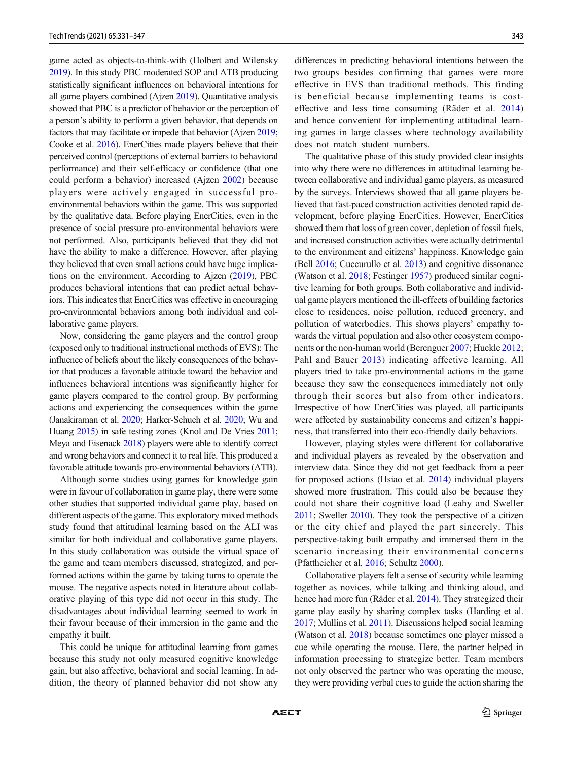game acted as objects-to-think-with (Holbert and Wilensky 2019). In this study PBC moderated SOP and ATB producing statistically significant influences on behavioral intentions for all game players combined (Ajzen 2019). Quantitative analysis showed that PBC is a predictor of behavior or the perception of a person's ability to perform a given behavior, that depends on factors that may facilitate or impede that behavior (Ajzen 2019; Cooke et al. 2016). EnerCities made players believe that their perceived control (perceptions of external barriers to behavioral performance) and their self-efficacy or confidence (that one could perform a behavior) increased (Ajzen 2002) because players were actively engaged in successful pro-environmental behaviors within the game. This was supported by the qualitative data. Before playing EnerCities, even in the presence of social pressure pro-environmental behaviors were not performed. Also, participants believed that they did not have the ability to make a difference. However, after playing they believed that even small actions could have huge implications on the environment. According to Ajzen (2019), PBC produces behavioral intentions that can predict actual behaviors. This indicates that EnerCities was effective in encouraging pro-environmental behaviors among both individual and collaborative game players.

Now, considering the game players and the control group (exposed only to traditional instructional methods of EVS): The influence of beliefs about the likely consequences of the behavior that produces a favorable attitude toward the behavior and influences behavioral intentions was significantly higher for game players compared to the control group. By performing actions and experiencing the consequences within the game (Janakiraman et al. 2020; Harker-Schuch et al. 2020; Wu and Huang 2015) in safe testing zones (Knol and De Vries 2011; Meya and Eisenack 2018) players were able to identify correct and wrong behaviors and connect it to real life. This produced a favorable attitude towards pro-environmental behaviors (ATB).

Although some studies using games for knowledge gain were in favour of collaboration in game play, there were some other studies that supported individual game play, based on different aspects of the game. This exploratory mixed methods study found that attitudinal learning based on the ALI was similar for both individual and collaborative game players. In this study collaboration was outside the virtual space of the game and team members discussed, strategized, and performed actions within the game by taking turns to operate the mouse. The negative aspects noted in literature about collaborative playing of this type did not occur in this study. The disadvantages about individual learning seemed to work in their favour because of their immersion in the game and the empathy it built.

This could be unique for attitudinal learning from games because this study not only measured cognitive knowledge gain, but also affective, behavioral and social learning. In addition, the theory of planned behavior did not show any differences in predicting behavioral intentions between the two groups besides confirming that games were more effective in EVS than traditional methods. This finding is beneficial because implementing teams is cost-effective and less time consuming (Räder et al. 2014) and hence convenient for implementing attitudinal learning games in large classes where technology availability does not match student numbers.

The qualitative phase of this study provided clear insights into why there were no differences in attitudinal learning between collaborative and individual game players, as measured by the surveys. Interviews showed that all game players believed that fast-paced construction activities denoted rapid development, before playing EnerCities. However, EnerCities showed them that loss of green cover, depletion of fossil fuels, and increased construction activities were actually detrimental to the environment and citizens' happiness. Knowledge gain (Bell 2016; Cuccurullo et al. 2013) and cognitive dissonance (Watson et al. 2018; Festinger 1957) produced similar cognitive learning for both groups. Both collaborative and individual game players mentioned the ill-effects of building factories close to residences, noise pollution, reduced greenery, and pollution of waterbodies. This shows players' empathy towards the virtual population and also other ecosystem components or the non-human world (Berenguer 2007; Huckle 2012; Pahl and Bauer 2013) indicating affective learning. All players tried to take pro-environmental actions in the game because they saw the consequences immediately not only through their scores but also from other indicators. Irrespective of how EnerCities was played, all participants were affected by sustainability concerns and citizen's happiness, that transferred into their eco-friendly daily behaviors.

However, playing styles were different for collaborative and individual players as revealed by the observation and interview data. Since they did not get feedback from a peer for proposed actions (Hsiao et al. 2014) individual players showed more frustration. This could also be because they could not share their cognitive load (Leahy and Sweller 2011; Sweller 2010). They took the perspective of a citizen or the city chief and played the part sincerely. This perspective-taking built empathy and immersed them in the scenario increasing their environmental concerns (Pfattheicher et al. 2016; Schultz 2000).

Collaborative players felt a sense of security while learning together as novices, while talking and thinking aloud, and hence had more fun (Räder et al. 2014). They strategized their game play easily by sharing complex tasks (Harding et al. 2017; Mullins et al. 2011). Discussions helped social learning (Watson et al. 2018) because sometimes one player missed a cue while operating the mouse. Here, the partner helped in information processing to strategize better. Team members not only observed the partner who was operating the mouse, they were providing verbal cues to guide the action sharing the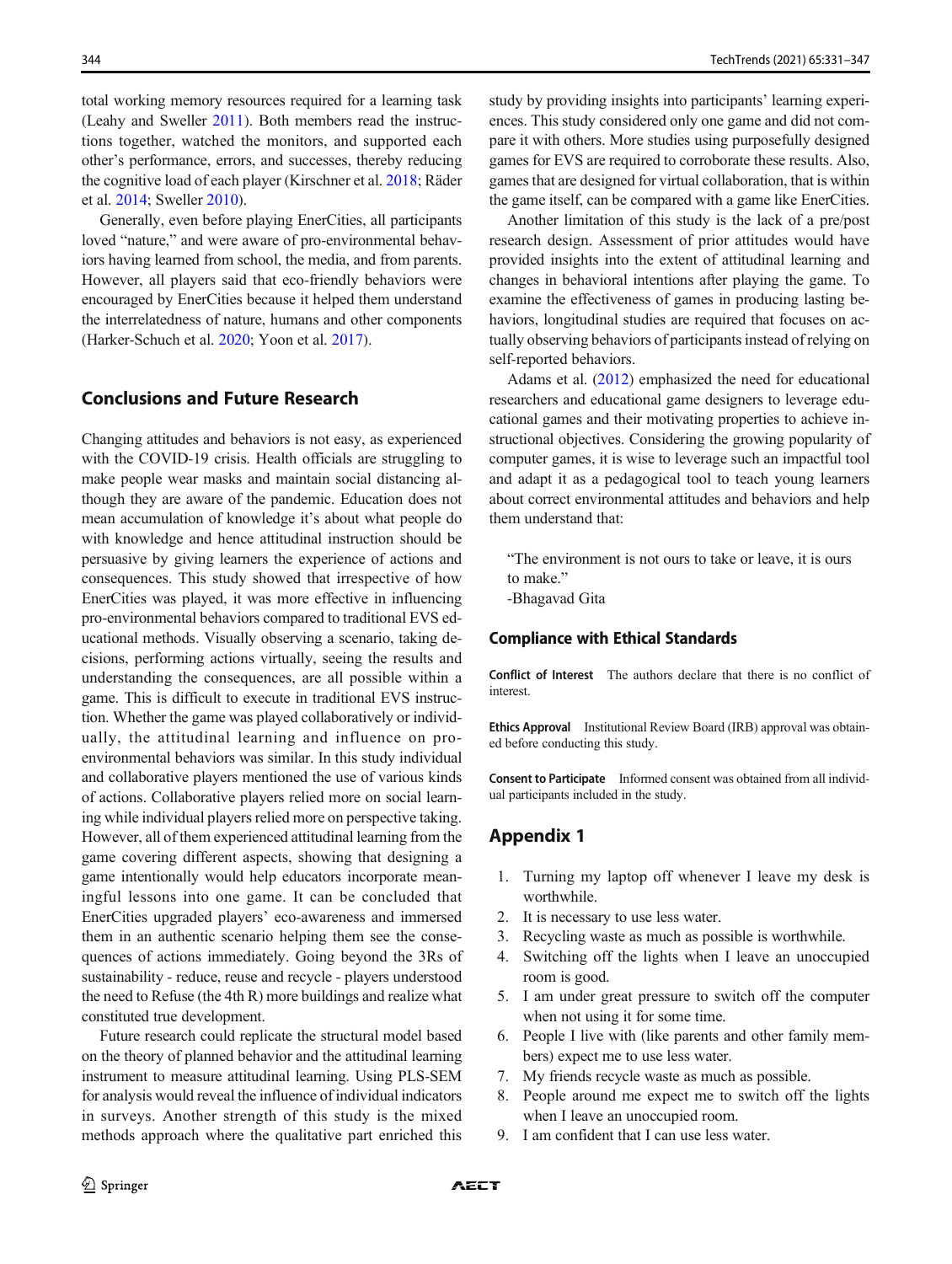total working memory resources required for a learning task (Leahy and Sweller 2011). Both members read the instructions together, watched the monitors, and supported each other's performance, errors, and successes, thereby reducing the cognitive load of each player (Kirschner et al. 2018; Räder et al. 2014; Sweller 2010).

Generally, even before playing EnerCities, all participants loved "nature," and were aware of pro-environmental behaviors having learned from school, the media, and from parents. However, all players said that eco-friendly behaviors were encouraged by EnerCities because it helped them understand the interrelatedness of nature, humans and other components (Harker-Schuch et al. 2020; Yoon et al. 2017).

## Conclusions and Future Research

Changing attitudes and behaviors is not easy, as experienced with the COVID-19 crisis. Health officials are struggling to make people wear masks and maintain social distancing although they are aware of the pandemic. Education does not mean accumulation of knowledge it's about what people do with knowledge and hence attitudinal instruction should be persuasive by giving learners the experience of actions and consequences. This study showed that irrespective of how EnerCities was played, it was more effective in influencing pro-environmental behaviors compared to traditional EVS educational methods. Visually observing a scenario, taking decisions, performing actions virtually, seeing the results and understanding the consequences, are all possible within a game. This is difficult to execute in traditional EVS instruction. Whether the game was played collaboratively or individually, the attitudinal learning and influence on pro-environmental behaviors was similar. In this study individual and collaborative players mentioned the use of various kinds of actions. Collaborative players relied more on social learning while individual players relied more on perspective taking. However, all of them experienced attitudinal learning from the game covering different aspects, showing that designing a game intentionally would help educators incorporate meaningful lessons into one game. It can be concluded that EnerCities upgraded players' eco-awareness and immersed them in an authentic scenario helping them see the consequences of actions immediately. Going beyond the 3Rs of sustainability - reduce, reuse and recycle - players understood the need to Refuse (the 4th R) more buildings and realize what constituted true development.

Future research could replicate the structural model based on the theory of planned behavior and the attitudinal learning instrument to measure attitudinal learning. Using PLS-SEM for analysis would reveal the influence of individual indicators in surveys. Another strength of this study is the mixed methods approach where the qualitative part enriched this study by providing insights into participants' learning experiences. This study considered only one game and did not compare it with others. More studies using purposefully designed games for EVS are required to corroborate these results. Also, games that are designed for virtual collaboration, that is within the game itself, can be compared with a game like EnerCities.

Another limitation of this study is the lack of a pre/post research design. Assessment of prior attitudes would have provided insights into the extent of attitudinal learning and changes in behavioral intentions after playing the game. To examine the effectiveness of games in producing lasting behaviors, longitudinal studies are required that focuses on actually observing behaviors of participants instead of relying on self-reported behaviors.

Adams et al. (2012) emphasized the need for educational researchers and educational game designers to leverage educational games and their motivating properties to achieve instructional objectives. Considering the growing popularity of computer games, it is wise to leverage such an impactful tool and adapt it as a pedagogical tool to teach young learners about correct environmental attitudes and behaviors and help them understand that:

> "The environment is not ours to take or leave, it is ours to make."
>
> -Bhagavad Gita

### Compliance with Ethical Standards

**Conflict of Interest** The authors declare that there is no conflict of interest.

**Ethics Approval** Institutional Review Board (IRB) approval was obtained before conducting this study.

**Consent to Participate** Informed consent was obtained from all individual participants included in the study.

## Appendix 1

1. Turning my laptop off whenever I leave my desk is worthwhile.
2. It is necessary to use less water.
3. Recycling waste as much as possible is worthwhile.
4. Switching off the lights when I leave an unoccupied room is good.
5. I am under great pressure to switch off the computer when not using it for some time.
6. People I live with (like parents and other family members) expect me to use less water.
7. My friends recycle waste as much as possible.
8. People around me expect me to switch off the lights when I leave an unoccupied room.
9. I am confident that I can use less water.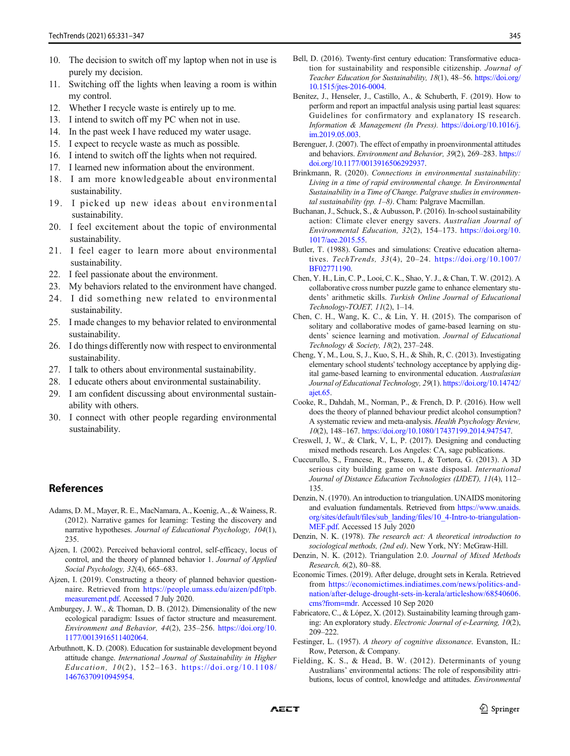10. The decision to switch off my laptop when not in use is purely my decision.
11. Switching off the lights when leaving a room is within my control.
12. Whether I recycle waste is entirely up to me.
13. I intend to switch off my PC when not in use.
14. In the past week I have reduced my water usage.
15. I expect to recycle waste as much as possible.
16. I intend to switch off the lights when not required.
17. I learned new information about the environment.
18. I am more knowledgeable about environmental sustainability.
19. I picked up new ideas about environmental sustainability.
20. I feel excitement about the topic of environmental sustainability.
21. I feel eager to learn more about environmental sustainability.
22. I feel passionate about the environment.
23. My behaviors related to the environment have changed.
24. I did something new related to environmental sustainability.
25. I made changes to my behavior related to environmental sustainability.
26. I do things differently now with respect to environmental sustainability.
27. I talk to others about environmental sustainability.
28. I educate others about environmental sustainability.
29. I am confident discussing about environmental sustainability with others.
30. I connect with other people regarding environmental sustainability.

## References

Adams, D. M., Mayer, R. E., MacNamara, A., Koenig, A., & Wainess, R. (2012). Narrative games for learning: Testing the discovery and narrative hypotheses. *Journal of Educational Psychology, 104*(1), 235.

Ajzen, I. (2002). Perceived behavioral control, self-efficacy, locus of control, and the theory of planned behavior 1. *Journal of Applied Social Psychology, 32*(4), 665–683.

Ajzen, I. (2019). Constructing a theory of planned behavior questionnaire. Retrieved from https://people.umass.edu/aizen/pdf/tpb.measurement.pdf. Accessed 7 July 2020.

Amburgey, J. W., & Thoman, D. B. (2012). Dimensionality of the new ecological paradigm: Issues of factor structure and measurement. *Environment and Behavior, 44*(2), 235–256. https://doi.org/10.1177/0013916511402064.

Arbuthnott, K. D. (2008). Education for sustainable development beyond attitude change. *International Journal of Sustainability in Higher Education, 10*(2), 152–163. https://doi.org/10.1108/14676370910945954.

Bell, D. (2016). Twenty-first century education: Transformative education for sustainability and responsible citizenship. *Journal of Teacher Education for Sustainability, 18*(1), 48–56. https://doi.org/10.1515/jtes-2016-0004.

Benitez, J., Henseler, J., Castillo, A., & Schuberth, F. (2019). How to perform and report an impactful analysis using partial least squares: Guidelines for confirmatory and explanatory IS research. *Information & Management (In Press)*. https://doi.org/10.1016/j.im.2019.05.003.

Berenguer, J. (2007). The effect of empathy in proenvironmental attitudes and behaviors. *Environment and Behavior, 39*(2), 269–283. https://doi.org/10.1177/0013916506292937.

Brinkmann, R. (2020). *Connections in environmental sustainability: Living in a time of rapid environmental change. In Environmental Sustainability in a Time of Change. Palgrave studies in environmental sustainability (pp. 1–8)*. Cham: Palgrave Macmillan.

Buchanan, J., Schuck, S., & Aubusson, P. (2016). In-school sustainability action: Climate clever energy savers. *Australian Journal of Environmental Education, 32*(2), 154–173. https://doi.org/10.1017/aee.2015.55.

Butler, T. (1988). Games and simulations: Creative education alternatives. *TechTrends, 33*(4), 20–24. https://doi.org/10.1007/BF02771190.

Chen, Y. H., Lin, C. P., Looi, C. K., Shao, Y. J., & Chan, T. W. (2012). A collaborative cross number puzzle game to enhance elementary students' arithmetic skills. *Turkish Online Journal of Educational Technology-TOJET, 11*(2), 1–14.

Chen, C. H., Wang, K. C., & Lin, Y. H. (2015). The comparison of solitary and collaborative modes of game-based learning on students' science learning and motivation. *Journal of Educational Technology & Society, 18*(2), 237–248.

Cheng, Y, M., Lou, S, J., Kuo, S, H., & Shih, R, C. (2013). Investigating elementary school students' technology acceptance by applying digital game-based learning to environmental education. *Australasian Journal of Educational Technology, 29*(1). https://doi.org/10.14742/ajet.65.

Cooke, R., Dahdah, M., Norman, P., & French, D. P. (2016). How well does the theory of planned behaviour predict alcohol consumption? A systematic review and meta-analysis. *Health Psychology Review, 10*(2), 148–167. https://doi.org/10.1080/17437199.2014.947547.

Creswell, J, W., & Clark, V, L, P. (2017). Designing and conducting mixed methods research. Los Angeles: CA, sage publications.

Cuccurullo, S., Francese, R., Passero, I., & Tortora, G. (2013). A 3D serious city building game on waste disposal. *International Journal of Distance Education Technologies (IJDET), 11*(4), 112–135.

Denzin, N. (1970). An introduction to triangulation. UNAIDS monitoring and evaluation fundamentals. Retrieved from https://www.unaids.org/sites/default/files/sub_landing/files/10_4-Intro-to-triangulation-MEF.pdf. Accessed 15 July 2020.

Denzin, N. K. (1978). *The research act: A theoretical introduction to sociological methods, (2nd ed)*. New York, NY: McGraw-Hill.

Denzin, N. K. (2012). Triangulation 2.0. *Journal of Mixed Methods Research, 6*(2), 80–88.

Economic Times. (2019). After deluge, drought sets in Kerala. Retrieved from https://economictimes.indiatimes.com/news/politics-and-nation/after-deluge-drought-sets-in-kerala/articleshow/68540606.cms?from=mdr. Accessed 10 Sep 2020

Fabricatore, C., & López, X. (2012). Sustainability learning through gaming: An exploratory study. *Electronic Journal of e-Learning, 10*(2), 209–222.

Festinger, L. (1957). *A theory of cognitive dissonance*. Evanston, IL: Row, Peterson, & Company.

Fielding, K. S., & Head, B. W. (2012). Determinants of young Australians' environmental actions: The role of responsibility attributions, locus of control, knowledge and attitudes. *Environmental*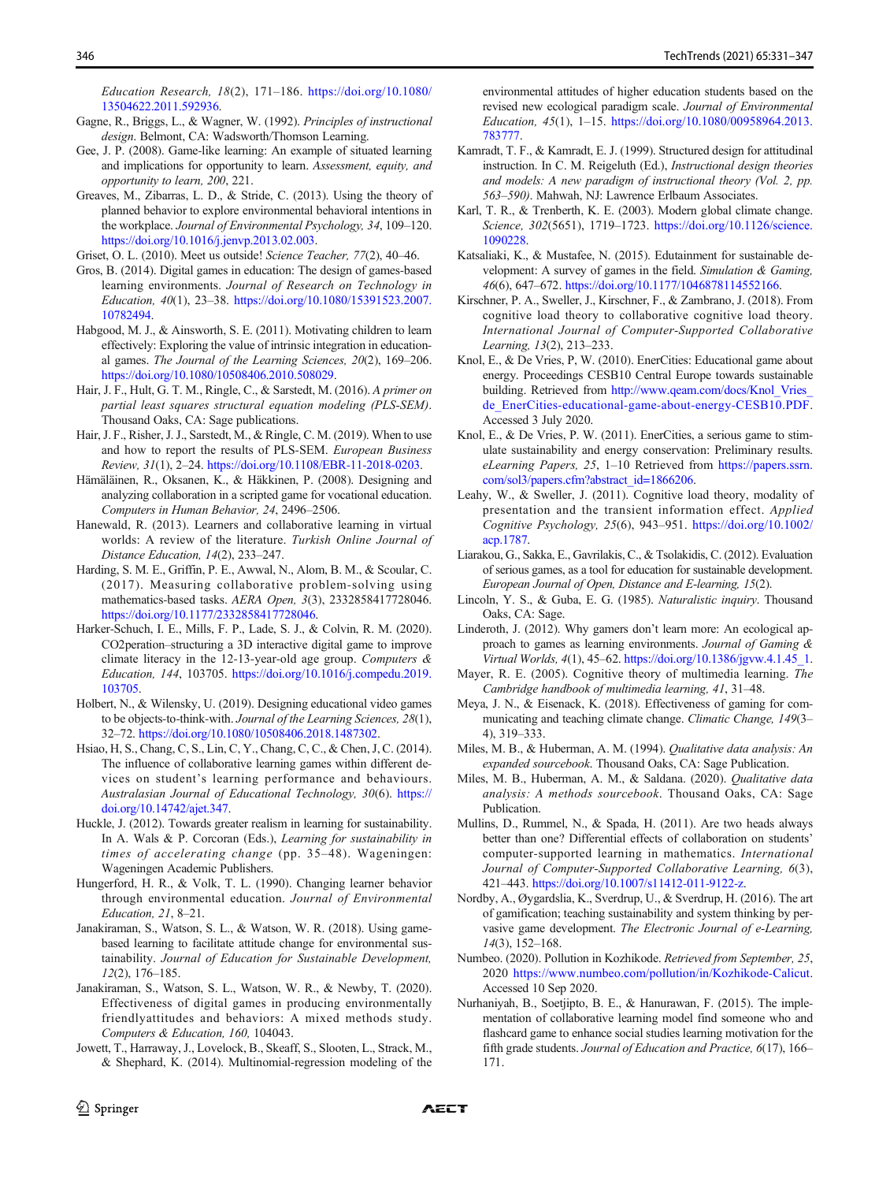*Education Research, 18*(2), 171–186. https://doi.org/10.1080/13504622.2011.592936.

Gagne, R., Briggs, L., & Wagner, W. (1992). *Principles of instructional design*. Belmont, CA: Wadsworth/Thomson Learning.

Gee, J. P. (2008). Game-like learning: An example of situated learning and implications for opportunity to learn. *Assessment, equity, and opportunity to learn, 200*, 221.

Greaves, M., Zibarras, L. D., & Stride, C. (2013). Using the theory of planned behavior to explore environmental behavioral intentions in the workplace. *Journal of Environmental Psychology, 34*, 109–120. https://doi.org/10.1016/j.jenvp.2013.02.003.

Griset, O. L. (2010). Meet us outside! *Science Teacher, 77*(2), 40–46.

Gros, B. (2014). Digital games in education: The design of games-based learning environments. *Journal of Research on Technology in Education, 40*(1), 23–38. https://doi.org/10.1080/15391523.2007.10782494.

Habgood, M. J., & Ainsworth, S. E. (2011). Motivating children to learn effectively: Exploring the value of intrinsic integration in educational games. *The Journal of the Learning Sciences, 20*(2), 169–206. https://doi.org/10.1080/10508406.2010.508029.

Hair, J. F., Hult, G. T. M., Ringle, C., & Sarstedt, M. (2016). *A primer on partial least squares structural equation modeling (PLS-SEM)*. Thousand Oaks, CA: Sage publications.

Hair, J. F., Risher, J. J., Sarstedt, M., & Ringle, C. M. (2019). When to use and how to report the results of PLS-SEM. *European Business Review, 31*(1), 2–24. https://doi.org/10.1108/EBR-11-2018-0203.

Hämäläinen, R., Oksanen, K., & Häkkinen, P. (2008). Designing and analyzing collaboration in a scripted game for vocational education. *Computers in Human Behavior, 24*, 2496–2506.

Hanewald, R. (2013). Learners and collaborative learning in virtual worlds: A review of the literature. *Turkish Online Journal of Distance Education, 14*(2), 233–247.

Harding, S. M. E., Griffin, P. E., Awwal, N., Alom, B. M., & Scoular, C. (2017). Measuring collaborative problem-solving using mathematics-based tasks. *AERA Open, 3*(3), 2332858417728046. https://doi.org/10.1177/2332858417728046.

Harker-Schuch, I. E., Mills, F. P., Lade, S. J., & Colvin, R. M. (2020). CO2peration–structuring a 3D interactive digital game to improve climate literacy in the 12-13-year-old age group. *Computers & Education, 144*, 103705. https://doi.org/10.1016/j.compedu.2019.103705.

Holbert, N., & Wilensky, U. (2019). Designing educational video games to be objects-to-think-with. *Journal of the Learning Sciences, 28*(1), 32–72. https://doi.org/10.1080/10508406.2018.1487302.

Hsiao, H, S., Chang, C, S., Lin, C, Y., Chang, C, C., & Chen, J, C. (2014). The influence of collaborative learning games within different devices on student's learning performance and behaviours. *Australasian Journal of Educational Technology, 30*(6). https://doi.org/10.14742/ajet.347.

Huckle, J. (2012). Towards greater realism in learning for sustainability. In A. Wals & P. Corcoran (Eds.), *Learning for sustainability in times of accelerating change* (pp. 35–48). Wageningen: Wageningen Academic Publishers.

Hungerford, H. R., & Volk, T. L. (1990). Changing learner behavior through environmental education. *Journal of Environmental Education, 21*, 8–21.

Janakiraman, S., Watson, S. L., & Watson, W. R. (2018). Using game-based learning to facilitate attitude change for environmental sustainability. *Journal of Education for Sustainable Development, 12*(2), 176–185.

Janakiraman, S., Watson, S. L., Watson, W. R., & Newby, T. (2020). Effectiveness of digital games in producing environmentally friendlyattitudes and behaviors: A mixed methods study. *Computers & Education, 160*, 104043.

Jowett, T., Harraway, J., Lovelock, B., Skeaff, S., Slooten, L., Strack, M., & Shephard, K. (2014). Multinomial-regression modeling of the environmental attitudes of higher education students based on the revised new ecological paradigm scale. *Journal of Environmental Education, 45*(1), 1–15. https://doi.org/10.1080/00958964.2013.783777.

Kamradt, T. F., & Kamradt, E. J. (1999). Structured design for attitudinal instruction. In C. M. Reigeluth (Ed.), *Instructional design theories and models: A new paradigm of instructional theory (Vol. 2, pp. 563–590)*. Mahwah, NJ: Lawrence Erlbaum Associates.

Karl, T. R., & Trenberth, K. E. (2003). Modern global climate change. *Science, 302*(5651), 1719–1723. https://doi.org/10.1126/science.1090228.

Katsaliaki, K., & Mustafee, N. (2015). Edutainment for sustainable development: A survey of games in the field. *Simulation & Gaming, 46*(6), 647–672. https://doi.org/10.1177/1046878114552166.

Kirschner, P. A., Sweller, J., Kirschner, F., & Zambrano, J. (2018). From cognitive load theory to collaborative cognitive load theory. *International Journal of Computer-Supported Collaborative Learning, 13*(2), 213–233.

Knol, E., & De Vries, P, W. (2010). EnerCities: Educational game about energy. Proceedings CESB10 Central Europe towards sustainable building. Retrieved from http://www.qeam.com/docs/Knol_Vries_de_EnerCities-educational-game-about-energy-CESB10.PDF. Accessed 3 July 2020.

Knol, E., & De Vries, P. W. (2011). EnerCities, a serious game to stimulate sustainability and energy conservation: Preliminary results. *eLearning Papers, 25*, 1–10 Retrieved from https://papers.ssrn.com/sol3/papers.cfm?abstract_id=1866206.

Leahy, W., & Sweller, J. (2011). Cognitive load theory, modality of presentation and the transient information effect. *Applied Cognitive Psychology, 25*(6), 943–951. https://doi.org/10.1002/acp.1787.

Liarakou, G., Sakka, E., Gavrilakis, C., & Tsolakidis, C. (2012). Evaluation of serious games, as a tool for education for sustainable development. *European Journal of Open, Distance and E-learning, 15*(2).

Lincoln, Y. S., & Guba, E. G. (1985). *Naturalistic inquiry*. Thousand Oaks, CA: Sage.

Linderoth, J. (2012). Why gamers don't learn more: An ecological approach to games as learning environments. *Journal of Gaming & Virtual Worlds, 4*(1), 45–62. https://doi.org/10.1386/jgvw.4.1.45_1.

Mayer, R. E. (2005). Cognitive theory of multimedia learning. *The Cambridge handbook of multimedia learning, 41*, 31–48.

Meya, J. N., & Eisenack, K. (2018). Effectiveness of gaming for communicating and teaching climate change. *Climatic Change, 149*(3–4), 319–333.

Miles, M. B., & Huberman, A. M. (1994). *Qualitative data analysis: An expanded sourcebook*. Thousand Oaks, CA: Sage Publication.

Miles, M. B., Huberman, A. M., & Saldana. (2020). *Qualitative data analysis: A methods sourcebook*. Thousand Oaks, CA: Sage Publication.

Mullins, D., Rummel, N., & Spada, H. (2011). Are two heads always better than one? Differential effects of collaboration on students' computer-supported learning in mathematics. *International Journal of Computer-Supported Collaborative Learning, 6*(3), 421–443. https://doi.org/10.1007/s11412-011-9122-z.

Nordby, A., Øygardslia, K., Sverdrup, U., & Sverdrup, H. (2016). The art of gamification; teaching sustainability and system thinking by pervasive game development. *The Electronic Journal of e-Learning, 14*(3), 152–168.

Numbeo. (2020). Pollution in Kozhikode. *Retrieved from September, 25*, 2020 https://www.numbeo.com/pollution/in/Kozhikode-Calicut. Accessed 10 Sep 2020.

Nurhaniyah, B., Soetjipto, B. E., & Hanurawan, F. (2015). The implementation of collaborative learning model find someone who and flashcard game to enhance social studies learning motivation for the fifth grade students. *Journal of Education and Practice, 6*(17), 166–171.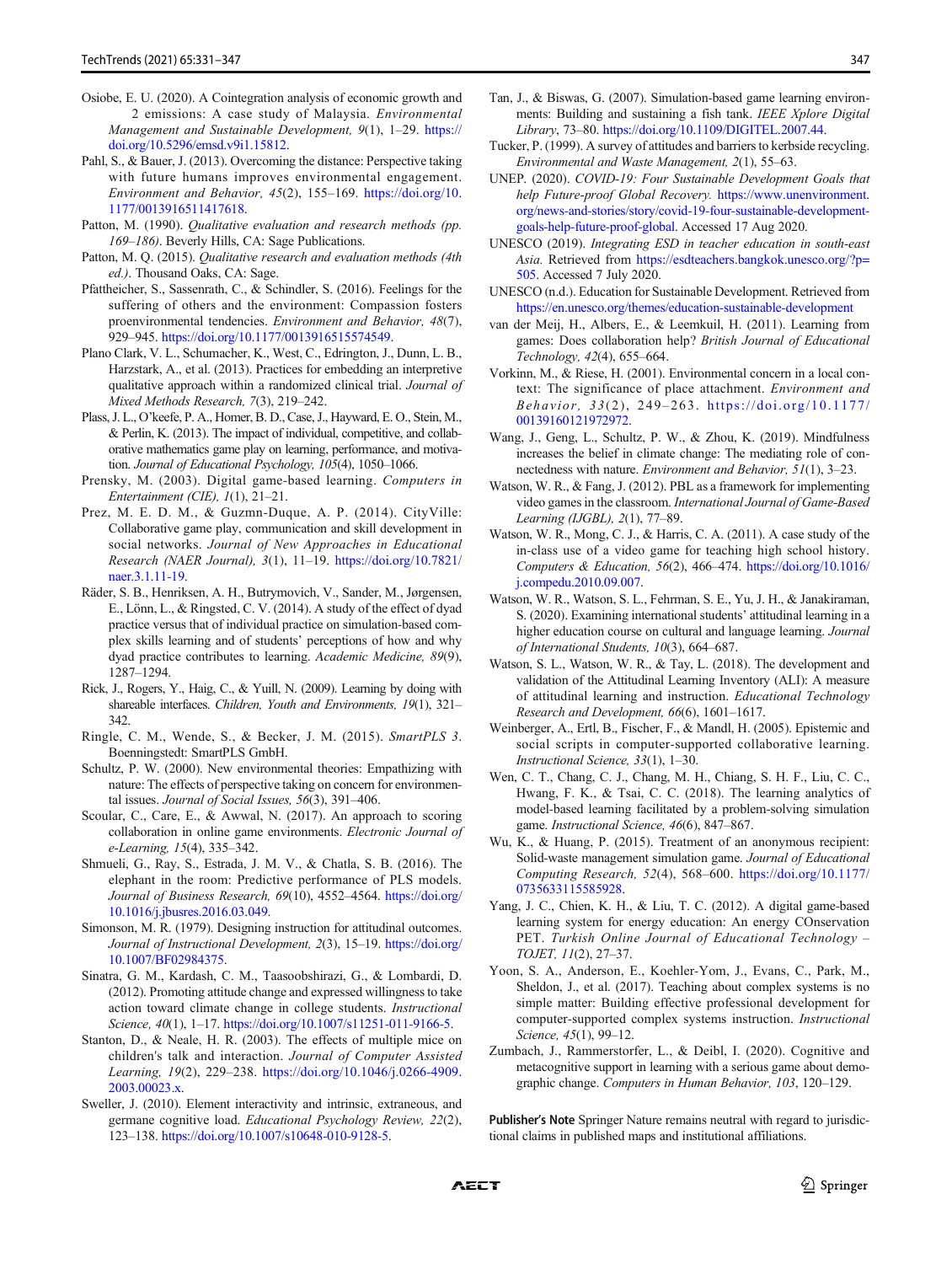Osiobe, E. U. (2020). A Cointegration analysis of economic growth and 2 emissions: A case study of Malaysia. *Environmental Management and Sustainable Development, 9*(1), 1–29. https://doi.org/10.5296/emsd.v9i1.15812.

Pahl, S., & Bauer, J. (2013). Overcoming the distance: Perspective taking with future humans improves environmental engagement. *Environment and Behavior, 45*(2), 155–169. https://doi.org/10.1177/0013916511417618.

Patton, M. (1990). *Qualitative evaluation and research methods (pp. 169–186)*. Beverly Hills, CA: Sage Publications.

Patton, M. Q. (2015). *Qualitative research and evaluation methods (4th ed.)*. Thousand Oaks, CA: Sage.

Pfattheicher, S., Sassenrath, C., & Schindler, S. (2016). Feelings for the suffering of others and the environment: Compassion fosters proenvironmental tendencies. *Environment and Behavior, 48*(7), 929–945. https://doi.org/10.1177/0013916515574549.

Plano Clark, V. L., Schumacher, K., West, C., Edrington, J., Dunn, L. B., Harzstark, A., et al. (2013). Practices for embedding an interpretive qualitative approach within a randomized clinical trial. *Journal of Mixed Methods Research, 7*(3), 219–242.

Plass, J. L., O'keefe, P. A., Homer, B. D., Case, J., Hayward, E. O., Stein, M., & Perlin, K. (2013). The impact of individual, competitive, and collaborative mathematics game play on learning, performance, and motivation. *Journal of Educational Psychology, 105*(4), 1050–1066.

Prensky, M. (2003). Digital game-based learning. *Computers in Entertainment (CIE), 1*(1), 21–21.

Prez, M. E. D. M., & Guzmn-Duque, A. P. (2014). CityVille: Collaborative game play, communication and skill development in social networks. *Journal of New Approaches in Educational Research (NAER Journal), 3*(1), 11–19. https://doi.org/10.7821/naer.3.1.11-19.

Räder, S. B., Henriksen, A. H., Butrymovich, V., Sander, M., Jørgensen, E., Lönn, L., & Ringsted, C. V. (2014). A study of the effect of dyad practice versus that of individual practice on simulation-based complex skills learning and of students' perceptions of how and why dyad practice contributes to learning. *Academic Medicine, 89*(9), 1287–1294.

Rick, J., Rogers, Y., Haig, C., & Yuill, N. (2009). Learning by doing with shareable interfaces. *Children, Youth and Environments, 19*(1), 321–342.

Ringle, C. M., Wende, S., & Becker, J. M. (2015). *SmartPLS 3*. Boenningstedt: SmartPLS GmbH.

Schultz, P. W. (2000). New environmental theories: Empathizing with nature: The effects of perspective taking on concern for environmental issues. *Journal of Social Issues, 56*(3), 391–406.

Scoular, C., Care, E., & Awwal, N. (2017). An approach to scoring collaboration in online game environments. *Electronic Journal of e-Learning, 15*(4), 335–342.

Shmueli, G., Ray, S., Estrada, J. M. V., & Chatla, S. B. (2016). The elephant in the room: Predictive performance of PLS models. *Journal of Business Research, 69*(10), 4552–4564. https://doi.org/10.1016/j.jbusres.2016.03.049.

Simonson, M. R. (1979). Designing instruction for attitudinal outcomes. *Journal of Instructional Development, 2*(3), 15–19. https://doi.org/10.1007/BF02984375.

Sinatra, G. M., Kardash, C. M., Taasoobshirazi, G., & Lombardi, D. (2012). Promoting attitude change and expressed willingness to take action toward climate change in college students. *Instructional Science, 40*(1), 1–17. https://doi.org/10.1007/s11251-011-9166-5.

Stanton, D., & Neale, H. R. (2003). The effects of multiple mice on children's talk and interaction. *Journal of Computer Assisted Learning, 19*(2), 229–238. https://doi.org/10.1046/j.0266-4909.2003.00023.x.

Sweller, J. (2010). Element interactivity and intrinsic, extraneous, and germane cognitive load. *Educational Psychology Review, 22*(2), 123–138. https://doi.org/10.1007/s10648-010-9128-5.

Tan, J., & Biswas, G. (2007). Simulation-based game learning environments: Building and sustaining a fish tank. *IEEE Xplore Digital Library*, 73–80. https://doi.org/10.1109/DIGITEL.2007.44.

Tucker, P. (1999). A survey of attitudes and barriers to kerbside recycling. *Environmental and Waste Management, 2*(1), 55–63.

UNEP. (2020). *COVID-19: Four Sustainable Development Goals that help Future-proof Global Recovery.* https://www.unenvironment.org/news-and-stories/story/covid-19-four-sustainable-development-goals-help-future-proof-global. Accessed 17 Aug 2020.

UNESCO (2019). *Integrating ESD in teacher education in south-east Asia.* Retrieved from https://esdteachers.bangkok.unesco.org/?p=505. Accessed 7 July 2020.

UNESCO (n.d.). Education for Sustainable Development. Retrieved from https://en.unesco.org/themes/education-sustainable-development

van der Meij, H., Albers, E., & Leemkuil, H. (2011). Learning from games: Does collaboration help? *British Journal of Educational Technology, 42*(4), 655–664.

Vorkinn, M., & Riese, H. (2001). Environmental concern in a local context: The significance of place attachment. *Environment and Behavior, 33*(2), 249–263. https://doi.org/10.1177/00139160121972972.

Wang, J., Geng, L., Schultz, P. W., & Zhou, K. (2019). Mindfulness increases the belief in climate change: The mediating role of connectedness with nature. *Environment and Behavior, 51*(1), 3–23.

Watson, W. R., & Fang, J. (2012). PBL as a framework for implementing video games in the classroom. *International Journal of Game-Based Learning (IJGBL), 2*(1), 77–89.

Watson, W. R., Mong, C. J., & Harris, C. A. (2011). A case study of the in-class use of a video game for teaching high school history. *Computers & Education, 56*(2), 466–474. https://doi.org/10.1016/j.compedu.2010.09.007.

Watson, W. R., Watson, S. L., Fehrman, S. E., Yu, J. H., & Janakiraman, S. (2020). Examining international students' attitudinal learning in a higher education course on cultural and language learning. *Journal of International Students, 10*(3), 664–687.

Watson, S. L., Watson, W. R., & Tay, L. (2018). The development and validation of the Attitudinal Learning Inventory (ALI): A measure of attitudinal learning and instruction. *Educational Technology Research and Development, 66*(6), 1601–1617.

Weinberger, A., Ertl, B., Fischer, F., & Mandl, H. (2005). Epistemic and social scripts in computer-supported collaborative learning. *Instructional Science, 33*(1), 1–30.

Wen, C. T., Chang, C. J., Chang, M. H., Chiang, S. H. F., Liu, C. C., Hwang, F. K., & Tsai, C. C. (2018). The learning analytics of model-based learning facilitated by a problem-solving simulation game. *Instructional Science, 46*(6), 847–867.

Wu, K., & Huang, P. (2015). Treatment of an anonymous recipient: Solid-waste management simulation game. *Journal of Educational Computing Research, 52*(4), 568–600. https://doi.org/10.1177/0735633115585928.

Yang, J. C., Chien, K. H., & Liu, T. C. (2012). A digital game-based learning system for energy education: An energy COnservation PET. *Turkish Online Journal of Educational Technology – TOJET, 11*(2), 27–37.

Yoon, S. A., Anderson, E., Koehler-Yom, J., Evans, C., Park, M., Sheldon, J., et al. (2017). Teaching about complex systems is no simple matter: Building effective professional development for computer-supported complex systems instruction. *Instructional Science, 45*(1), 99–12.

Zumbach, J., Rammerstorfer, L., & Deibl, I. (2020). Cognitive and metacognitive support in learning with a serious game about demographic change. *Computers in Human Behavior, 103*, 120–129.

**Publisher's Note** Springer Nature remains neutral with regard to jurisdictional claims in published maps and institutional affiliations.